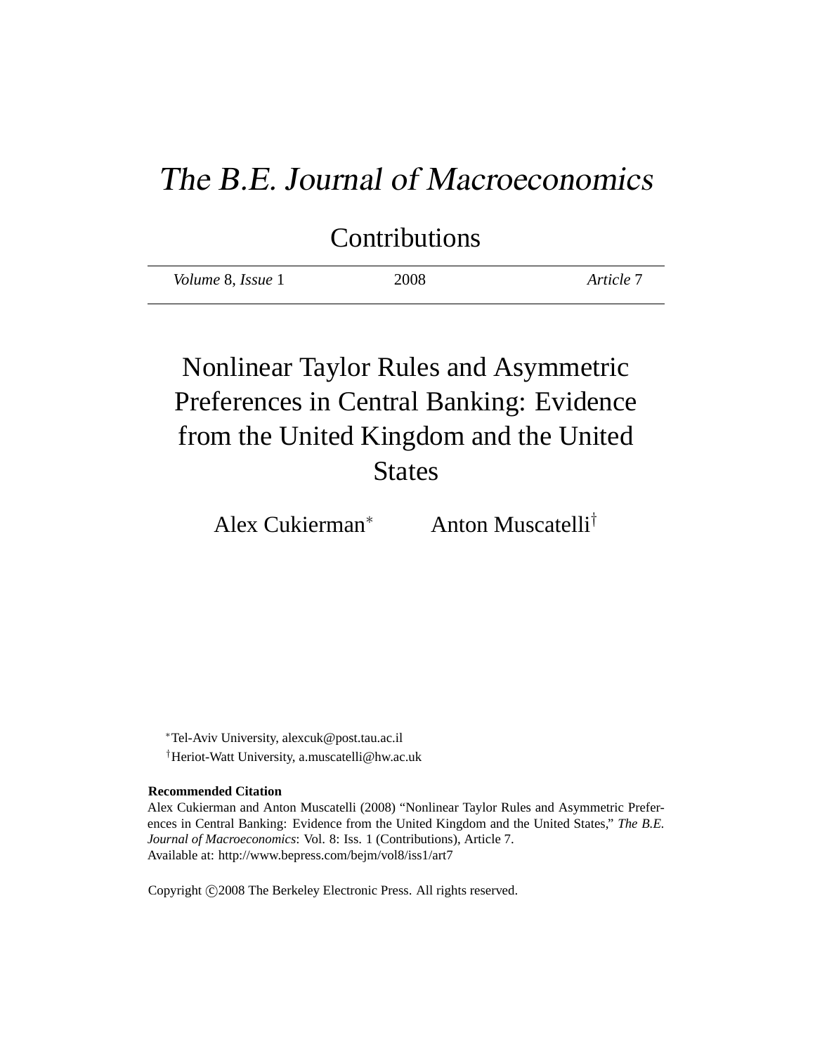# *The B.E. Journal of Macroeconomics*

## Contributions

*Volume* 8, *Issue* 1 | 2008 | *Article* 7

# Nonlinear Taylor Rules and Asymmetric Preferences in Central Banking: Evidence from the United Kingdom and the United States

Alex Cukierman[*] Anton Muscatelli[†]

[*]Tel-Aviv University, alexcuk@post.tau.ac.il

[†]Heriot-Watt University, a.muscatelli@hw.ac.uk

**Recommended Citation**

Alex Cukierman and Anton Muscatelli (2008) "Nonlinear Taylor Rules and Asymmetric Preferences in Central Banking: Evidence from the United Kingdom and the United States," *The B.E. Journal of Macroeconomics*: Vol. 8: Iss. 1 (Contributions), Article 7.
Available at: http://www.bepress.com/bejm/vol8/iss1/art7

Copyright ©2008 The Berkeley Electronic Press. All rights reserved.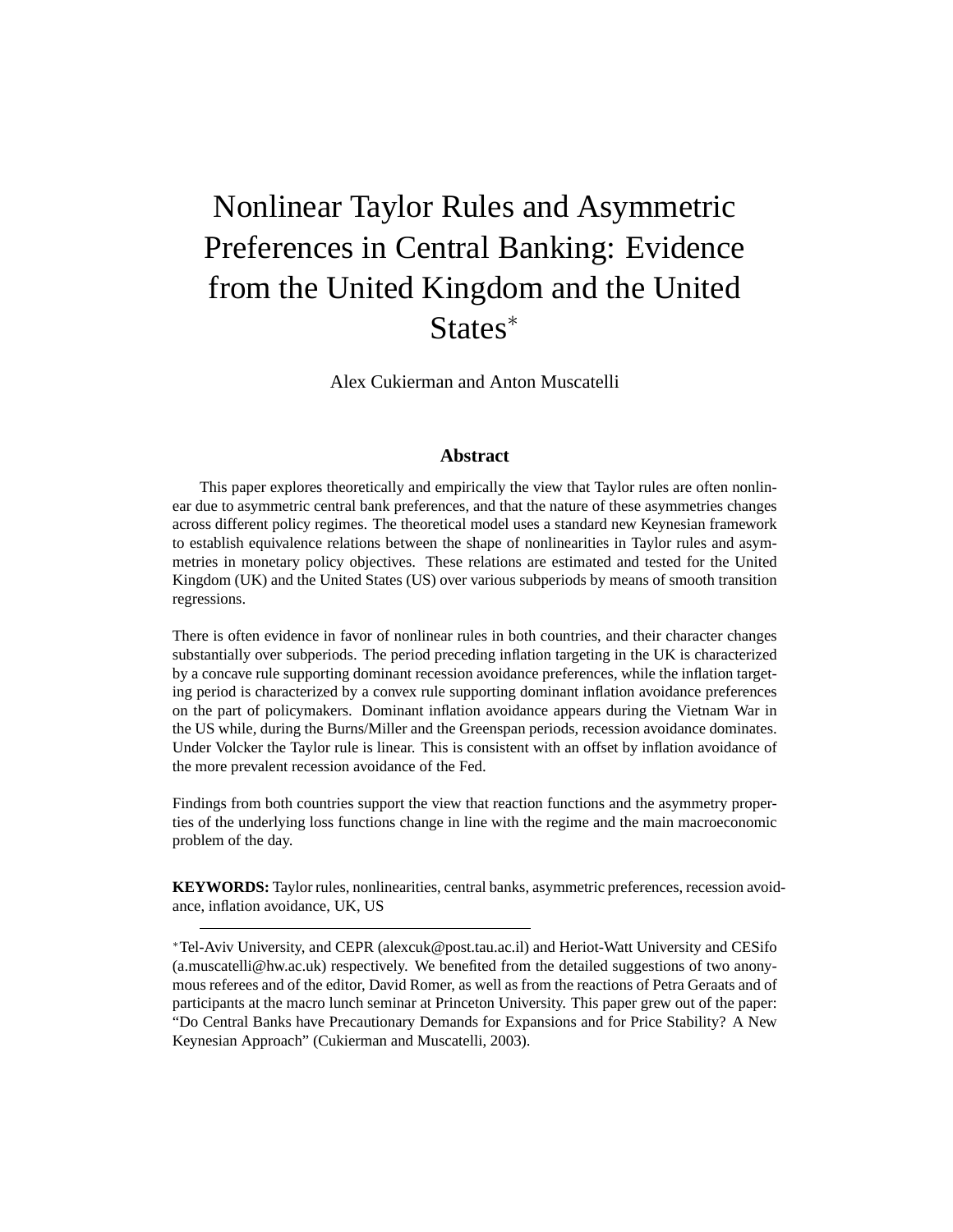# Nonlinear Taylor Rules and Asymmetric Preferences in Central Banking: Evidence from the United Kingdom and the United States*

Alex Cukierman and Anton Muscatelli

## Abstract

This paper explores theoretically and empirically the view that Taylor rules are often nonlinear due to asymmetric central bank preferences, and that the nature of these asymmetries changes across different policy regimes. The theoretical model uses a standard new Keynesian framework to establish equivalence relations between the shape of nonlinearities in Taylor rules and asymmetries in monetary policy objectives. These relations are estimated and tested for the United Kingdom (UK) and the United States (US) over various subperiods by means of smooth transition regressions.

There is often evidence in favor of nonlinear rules in both countries, and their character changes substantially over subperiods. The period preceding inflation targeting in the UK is characterized by a concave rule supporting dominant recession avoidance preferences, while the inflation targeting period is characterized by a convex rule supporting dominant inflation avoidance preferences on the part of policymakers. Dominant inflation avoidance appears during the Vietnam War in the US while, during the Burns/Miller and the Greenspan periods, recession avoidance dominates. Under Volcker the Taylor rule is linear. This is consistent with an offset by inflation avoidance of the more prevalent recession avoidance of the Fed.

Findings from both countries support the view that reaction functions and the asymmetry properties of the underlying loss functions change in line with the regime and the main macroeconomic problem of the day.

**KEYWORDS:** Taylor rules, nonlinearities, central banks, asymmetric preferences, recession avoidance, inflation avoidance, UK, US

---

*Tel-Aviv University, and CEPR (alexcuk@post.tau.ac.il) and Heriot-Watt University and CESifo (a.muscatelli@hw.ac.uk) respectively. We benefited from the detailed suggestions of two anonymous referees and of the editor, David Romer, as well as from the reactions of Petra Geraats and of participants at the macro lunch seminar at Princeton University. This paper grew out of the paper: "Do Central Banks have Precautionary Demands for Expansions and for Price Stability? A New Keynesian Approach" (Cukierman and Muscatelli, 2003).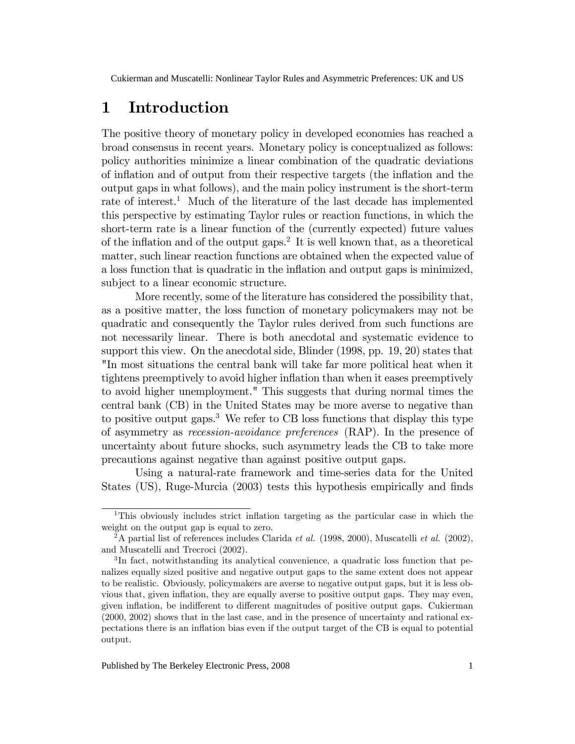# 1 Introduction

The positive theory of monetary policy in developed economies has reached a broad consensus in recent years. Monetary policy is conceptualized as follows: policy authorities minimize a linear combination of the quadratic deviations of inflation and of output from their respective targets (the inflation and the output gaps in what follows), and the main policy instrument is the short-term rate of interest.[1] Much of the literature of the last decade has implemented this perspective by estimating Taylor rules or reaction functions, in which the short-term rate is a linear function of the (currently expected) future values of the inflation and of the output gaps.[2] It is well known that, as a theoretical matter, such linear reaction functions are obtained when the expected value of a loss function that is quadratic in the inflation and output gaps is minimized, subject to a linear economic structure.

More recently, some of the literature has considered the possibility that, as a positive matter, the loss function of monetary policymakers may not be quadratic and consequently the Taylor rules derived from such functions are not necessarily linear. There is both anecdotal and systematic evidence to support this view. On the anecdotal side, Blinder (1998, pp. 19, 20) states that "In most situations the central bank will take far more political heat when it tightens preemptively to avoid higher inflation than when it eases preemptively to avoid higher unemployment." This suggests that during normal times the central bank (CB) in the United States may be more averse to negative than to positive output gaps.[3] We refer to CB loss functions that display this type of asymmetry as *recession-avoidance preferences* (RAP). In the presence of uncertainty about future shocks, such asymmetry leads the CB to take more precautions against negative than against positive output gaps.

Using a natural-rate framework and time-series data for the United States (US), Ruge-Murcia (2003) tests this hypothesis empirically and finds

---

[1] This obviously includes strict inflation targeting as the particular case in which the weight on the output gap is equal to zero.

[2] A partial list of references includes Clarida *et al.* (1998, 2000), Muscatelli *et al.* (2002), and Muscatelli and Trecroci (2002).

[3] In fact, notwithstanding its analytical convenience, a quadratic loss function that penalizes equally sized positive and negative output gaps to the same extent does not appear to be realistic. Obviously, policymakers are averse to negative output gaps, but it is less obvious that, given inflation, they are equally averse to positive output gaps. They may even, given inflation, be indifferent to different magnitudes of positive output gaps. Cukierman (2000, 2002) shows that in the last case, and in the presence of uncertainty and rational expectations there is an inflation bias even if the output target of the CB is equal to potential output.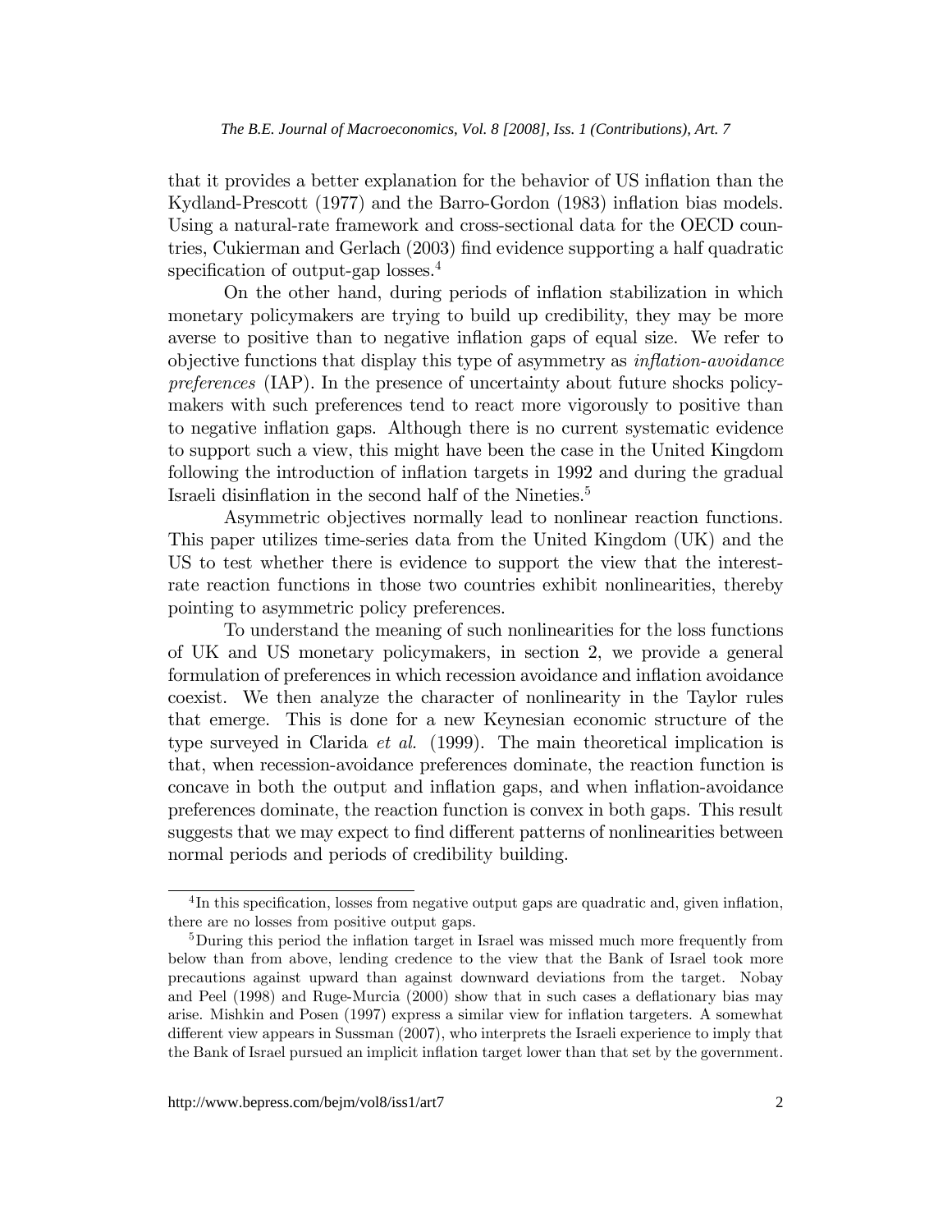that it provides a better explanation for the behavior of US inflation than the Kydland-Prescott (1977) and the Barro-Gordon (1983) inflation bias models. Using a natural-rate framework and cross-sectional data for the OECD countries, Cukierman and Gerlach (2003) find evidence supporting a half quadratic specification of output-gap losses.[4]

On the other hand, during periods of inflation stabilization in which monetary policymakers are trying to build up credibility, they may be more averse to positive than to negative inflation gaps of equal size. We refer to objective functions that display this type of asymmetry as *inflation-avoidance preferences* (IAP). In the presence of uncertainty about future shocks policymakers with such preferences tend to react more vigorously to positive than to negative inflation gaps. Although there is no current systematic evidence to support such a view, this might have been the case in the United Kingdom following the introduction of inflation targets in 1992 and during the gradual Israeli disinflation in the second half of the Nineties.[5]

Asymmetric objectives normally lead to nonlinear reaction functions. This paper utilizes time-series data from the United Kingdom (UK) and the US to test whether there is evidence to support the view that the interest-rate reaction functions in those two countries exhibit nonlinearities, thereby pointing to asymmetric policy preferences.

To understand the meaning of such nonlinearities for the loss functions of UK and US monetary policymakers, in section 2, we provide a general formulation of preferences in which recession avoidance and inflation avoidance coexist. We then analyze the character of nonlinearity in the Taylor rules that emerge. This is done for a new Keynesian economic structure of the type surveyed in Clarida *et al.* (1999). The main theoretical implication is that, when recession-avoidance preferences dominate, the reaction function is concave in both the output and inflation gaps, and when inflation-avoidance preferences dominate, the reaction function is convex in both gaps. This result suggests that we may expect to find different patterns of nonlinearities between normal periods and periods of credibility building.

---

[4] In this specification, losses from negative output gaps are quadratic and, given inflation, there are no losses from positive output gaps.

[5] During this period the inflation target in Israel was missed much more frequently from below than from above, lending credence to the view that the Bank of Israel took more precautions against upward than against downward deviations from the target. Nobay and Peel (1998) and Ruge-Murcia (2000) show that in such cases a deflationary bias may arise. Mishkin and Posen (1997) express a similar view for inflation targeters. A somewhat different view appears in Sussman (2007), who interprets the Israeli experience to imply that the Bank of Israel pursued an implicit inflation target lower than that set by the government.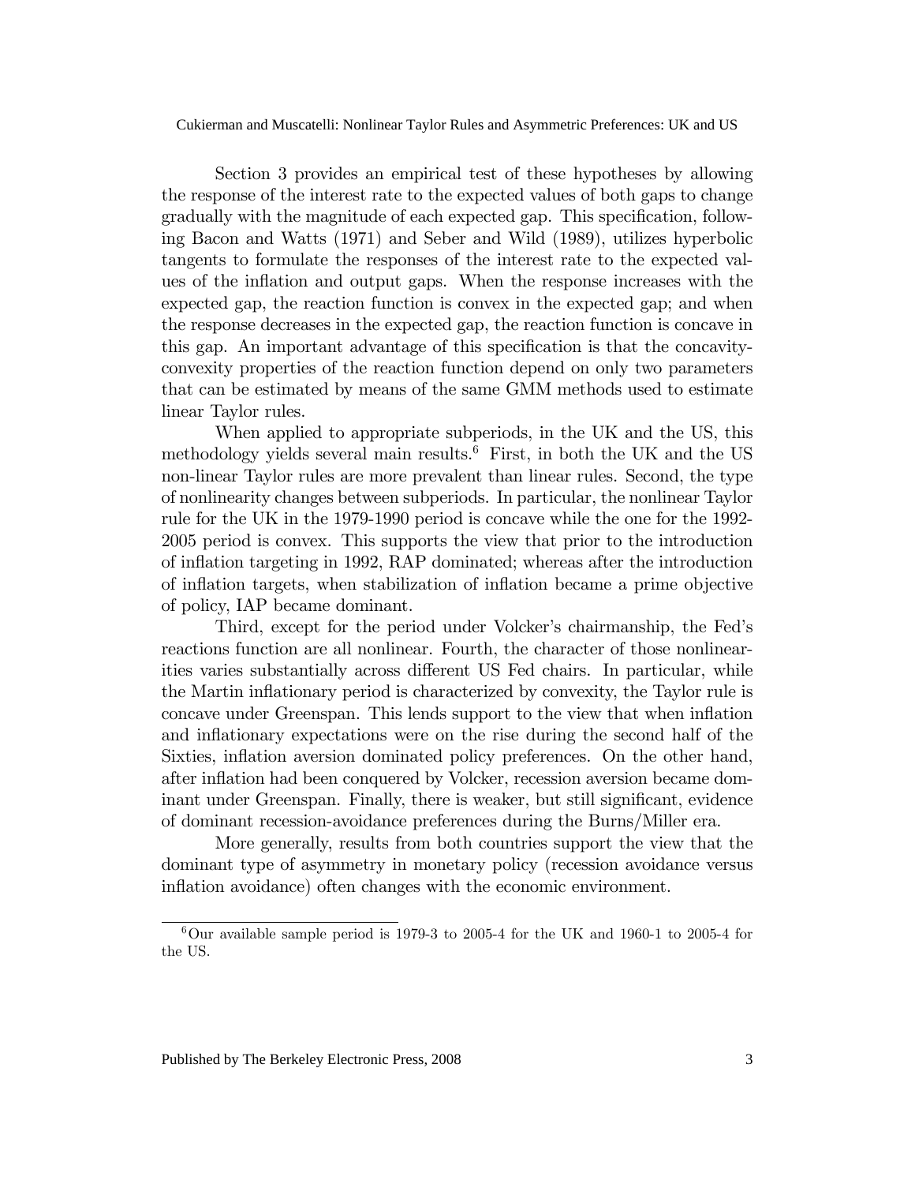Section 3 provides an empirical test of these hypotheses by allowing the response of the interest rate to the expected values of both gaps to change gradually with the magnitude of each expected gap. This specification, following Bacon and Watts (1971) and Seber and Wild (1989), utilizes hyperbolic tangents to formulate the responses of the interest rate to the expected values of the inflation and output gaps. When the response increases with the expected gap, the reaction function is convex in the expected gap; and when the response decreases in the expected gap, the reaction function is concave in this gap. An important advantage of this specification is that the concavity-convexity properties of the reaction function depend on only two parameters that can be estimated by means of the same GMM methods used to estimate linear Taylor rules.

When applied to appropriate subperiods, in the UK and the US, this methodology yields several main results.[6] First, in both the UK and the US non-linear Taylor rules are more prevalent than linear rules. Second, the type of nonlinearity changes between subperiods. In particular, the nonlinear Taylor rule for the UK in the 1979-1990 period is concave while the one for the 1992-2005 period is convex. This supports the view that prior to the introduction of inflation targeting in 1992, RAP dominated; whereas after the introduction of inflation targets, when stabilization of inflation became a prime objective of policy, IAP became dominant.

Third, except for the period under Volcker's chairmanship, the Fed's reactions function are all nonlinear. Fourth, the character of those nonlinearities varies substantially across different US Fed chairs. In particular, while the Martin inflationary period is characterized by convexity, the Taylor rule is concave under Greenspan. This lends support to the view that when inflation and inflationary expectations were on the rise during the second half of the Sixties, inflation aversion dominated policy preferences. On the other hand, after inflation had been conquered by Volcker, recession aversion became dominant under Greenspan. Finally, there is weaker, but still significant, evidence of dominant recession-avoidance preferences during the Burns/Miller era.

More generally, results from both countries support the view that the dominant type of asymmetry in monetary policy (recession avoidance versus inflation avoidance) often changes with the economic environment.

[6] Our available sample period is 1979-3 to 2005-4 for the UK and 1960-1 to 2005-4 for the US.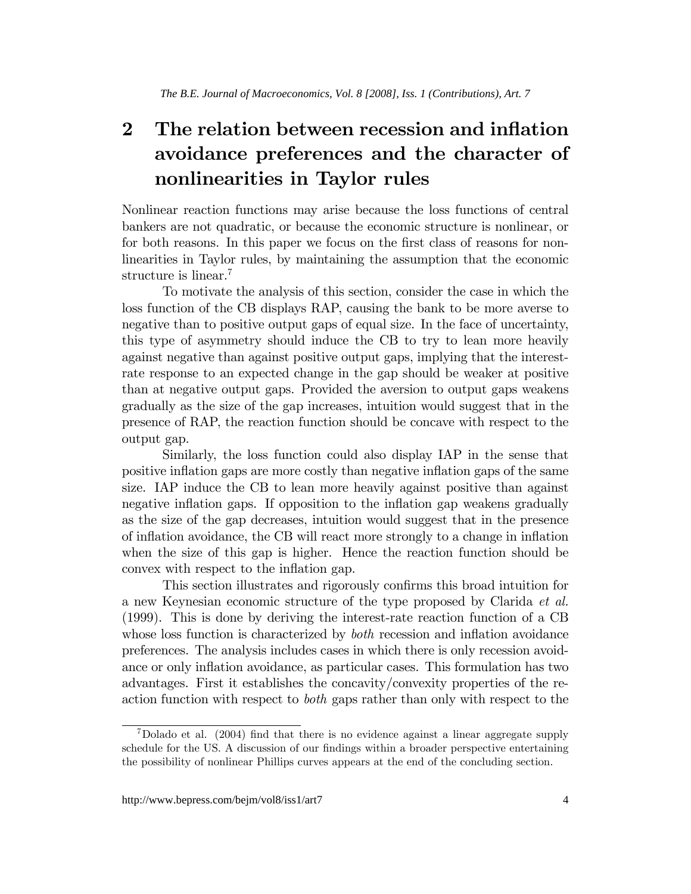## 2 The relation between recession and inflation avoidance preferences and the character of nonlinearities in Taylor rules

Nonlinear reaction functions may arise because the loss functions of central bankers are not quadratic, or because the economic structure is nonlinear, or for both reasons. In this paper we focus on the first class of reasons for nonlinearities in Taylor rules, by maintaining the assumption that the economic structure is linear.[7]

To motivate the analysis of this section, consider the case in which the loss function of the CB displays RAP, causing the bank to be more averse to negative than to positive output gaps of equal size. In the face of uncertainty, this type of asymmetry should induce the CB to try to lean more heavily against negative than against positive output gaps, implying that the interest-rate response to an expected change in the gap should be weaker at positive than at negative output gaps. Provided the aversion to output gaps weakens gradually as the size of the gap increases, intuition would suggest that in the presence of RAP, the reaction function should be concave with respect to the output gap.

Similarly, the loss function could also display IAP in the sense that positive inflation gaps are more costly than negative inflation gaps of the same size. IAP induce the CB to lean more heavily against positive than against negative inflation gaps. If opposition to the inflation gap weakens gradually as the size of the gap decreases, intuition would suggest that in the presence of inflation avoidance, the CB will react more strongly to a change in inflation when the size of this gap is higher. Hence the reaction function should be convex with respect to the inflation gap.

This section illustrates and rigorously confirms this broad intuition for a new Keynesian economic structure of the type proposed by Clarida *et al.* (1999). This is done by deriving the interest-rate reaction function of a CB whose loss function is characterized by *both* recession and inflation avoidance preferences. The analysis includes cases in which there is only recession avoidance or only inflation avoidance, as particular cases. This formulation has two advantages. First it establishes the concavity/convexity properties of the reaction function with respect to *both* gaps rather than only with respect to the

[7] Dolado et al. (2004) find that there is no evidence against a linear aggregate supply schedule for the US. A discussion of our findings within a broader perspective entertaining the possibility of nonlinear Phillips curves appears at the end of the concluding section.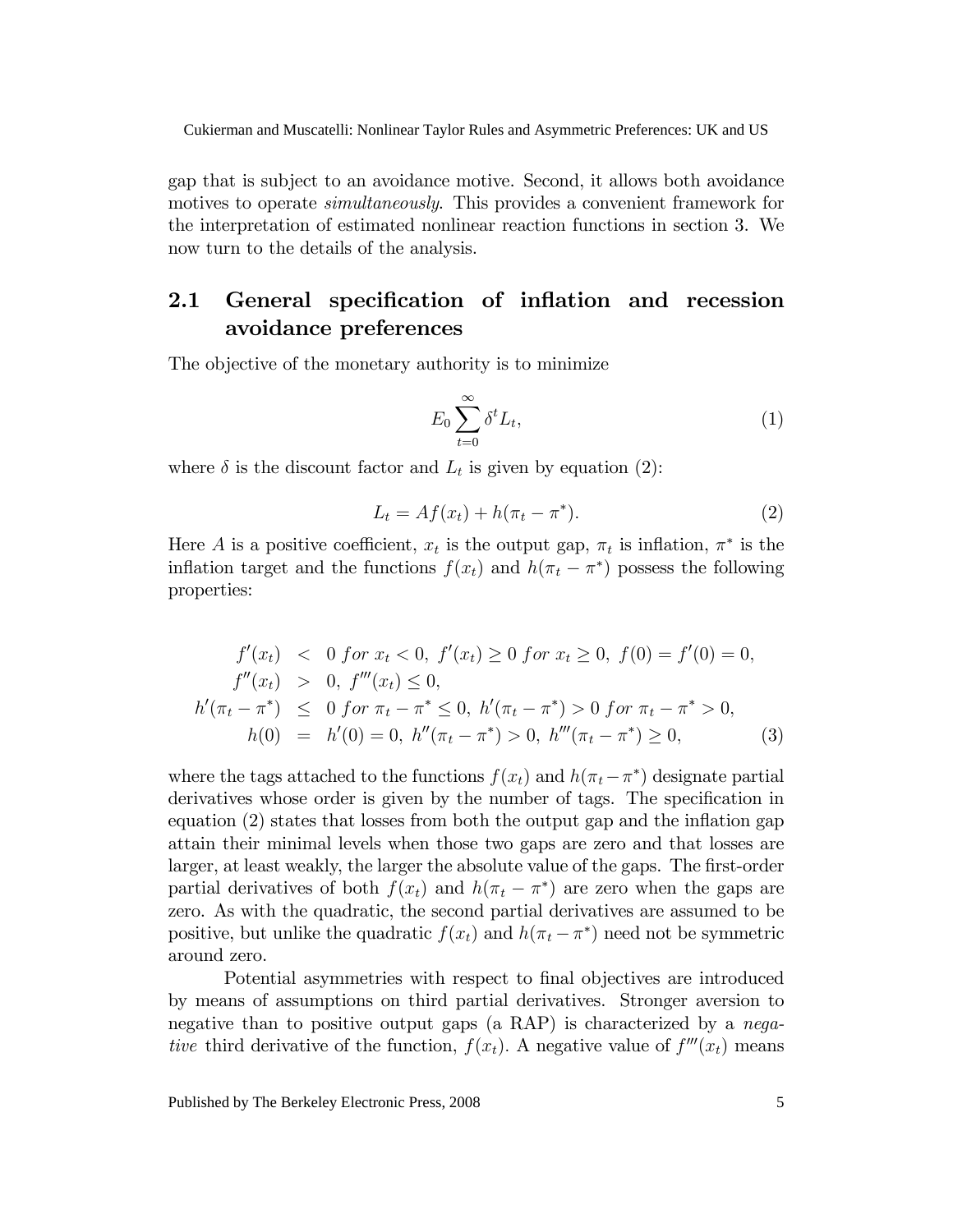gap that is subject to an avoidance motive. Second, it allows both avoidance motives to operate *simultaneously*. This provides a convenient framework for the interpretation of estimated nonlinear reaction functions in section 3. We now turn to the details of the analysis.

## 2.1 General specification of inflation and recession avoidance preferences

The objective of the monetary authority is to minimize

$$E_0 \sum_{t=0}^{\infty} \delta^t L_t, \tag{1}$$

where $\delta$ is the discount factor and $L_t$ is given by equation (2):

$$L_t = Af(x_t) + h(\pi_t - \pi^*). \tag{2}$$

Here $A$ is a positive coefficient, $x_t$ is the output gap, $\pi_t$ is inflation, $\pi^*$ is the inflation target and the functions $f(x_t)$ and $h(\pi_t - \pi^*)$ possess the following properties:

$$\begin{aligned}
f'(x_t) &< 0 \; for \; x_t < 0, \; f'(x_t) \geq 0 \; for \; x_t \geq 0, \; f(0) = f'(0) = 0, \\
f''(x_t) &> 0, \; f'''(x_t) \leq 0, \\
h'(\pi_t - \pi^*) &\leq 0 \; for \; \pi_t - \pi^* \leq 0, \; h'(\pi_t - \pi^*) > 0 \; for \; \pi_t - \pi^* > 0, \\
h(0) &= h'(0) = 0, \; h''(\pi_t - \pi^*) > 0, \; h'''(\pi_t - \pi^*) \geq 0,
\end{aligned} \tag{3}$$

where the tags attached to the functions $f(x_t)$ and $h(\pi_t - \pi^*)$ designate partial derivatives whose order is given by the number of tags. The specification in equation (2) states that losses from both the output gap and the inflation gap attain their minimal levels when those two gaps are zero and that losses are larger, at least weakly, the larger the absolute value of the gaps. The first-order partial derivatives of both $f(x_t)$ and $h(\pi_t - \pi^*)$ are zero when the gaps are zero. As with the quadratic, the second partial derivatives are assumed to be positive, but unlike the quadratic $f(x_t)$ and $h(\pi_t - \pi^*)$ need not be symmetric around zero.

Potential asymmetries with respect to final objectives are introduced by means of assumptions on third partial derivatives. Stronger aversion to negative than to positive output gaps (a RAP) is characterized by a *negative* third derivative of the function, $f(x_t)$. A negative value of $f'''(x_t)$ means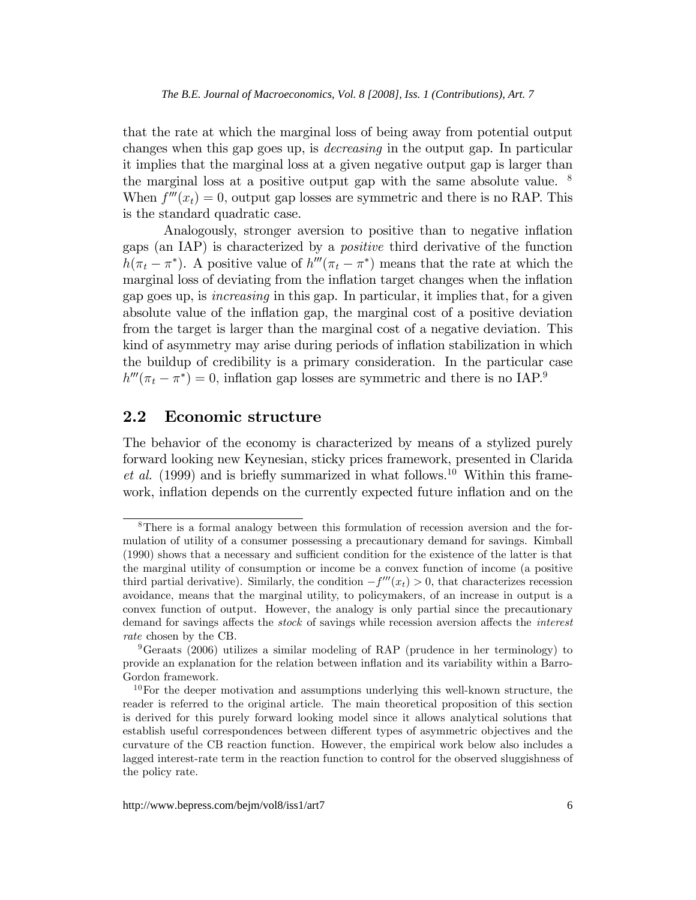that the rate at which the marginal loss of being away from potential output changes when this gap goes up, is *decreasing* in the output gap. In particular it implies that the marginal loss at a given negative output gap is larger than the marginal loss at a positive output gap with the same absolute value. [8] When $f'''(x_t) = 0$, output gap losses are symmetric and there is no RAP. This is the standard quadratic case.

Analogously, stronger aversion to positive than to negative inflation gaps (an IAP) is characterized by a *positive* third derivative of the function $h(\pi_t - \pi^*)$. A positive value of $h'''(\pi_t - \pi^*)$ means that the rate at which the marginal loss of deviating from the inflation target changes when the inflation gap goes up, is *increasing* in this gap. In particular, it implies that, for a given absolute value of the inflation gap, the marginal cost of a positive deviation from the target is larger than the marginal cost of a negative deviation. This kind of asymmetry may arise during periods of inflation stabilization in which the buildup of credibility is a primary consideration. In the particular case $h'''(\pi_t - \pi^*) = 0$, inflation gap losses are symmetric and there is no IAP.[9]

## 2.2 Economic structure

The behavior of the economy is characterized by means of a stylized purely forward looking new Keynesian, sticky prices framework, presented in Clarida *et al.* (1999) and is briefly summarized in what follows.[10] Within this framework, inflation depends on the currently expected future inflation and on the

---

[8] There is a formal analogy between this formulation of recession aversion and the formulation of utility of a consumer possessing a precautionary demand for savings. Kimball (1990) shows that a necessary and sufficient condition for the existence of the latter is that the marginal utility of consumption or income be a convex function of income (a positive third partial derivative). Similarly, the condition $-f'''(x_t) > 0$, that characterizes recession avoidance, means that the marginal utility, to policymakers, of an increase in output is a convex function of output. However, the analogy is only partial since the precautionary demand for savings affects the *stock* of savings while recession aversion affects the *interest rate* chosen by the CB.

[9] Geraats (2006) utilizes a similar modeling of RAP (prudence in her terminology) to provide an explanation for the relation between inflation and its variability within a Barro-Gordon framework.

[10] For the deeper motivation and assumptions underlying this well-known structure, the reader is referred to the original article. The main theoretical proposition of this section is derived for this purely forward looking model since it allows analytical solutions that establish useful correspondences between different types of asymmetric objectives and the curvature of the CB reaction function. However, the empirical work below also includes a lagged interest-rate term in the reaction function to control for the observed sluggishness of the policy rate.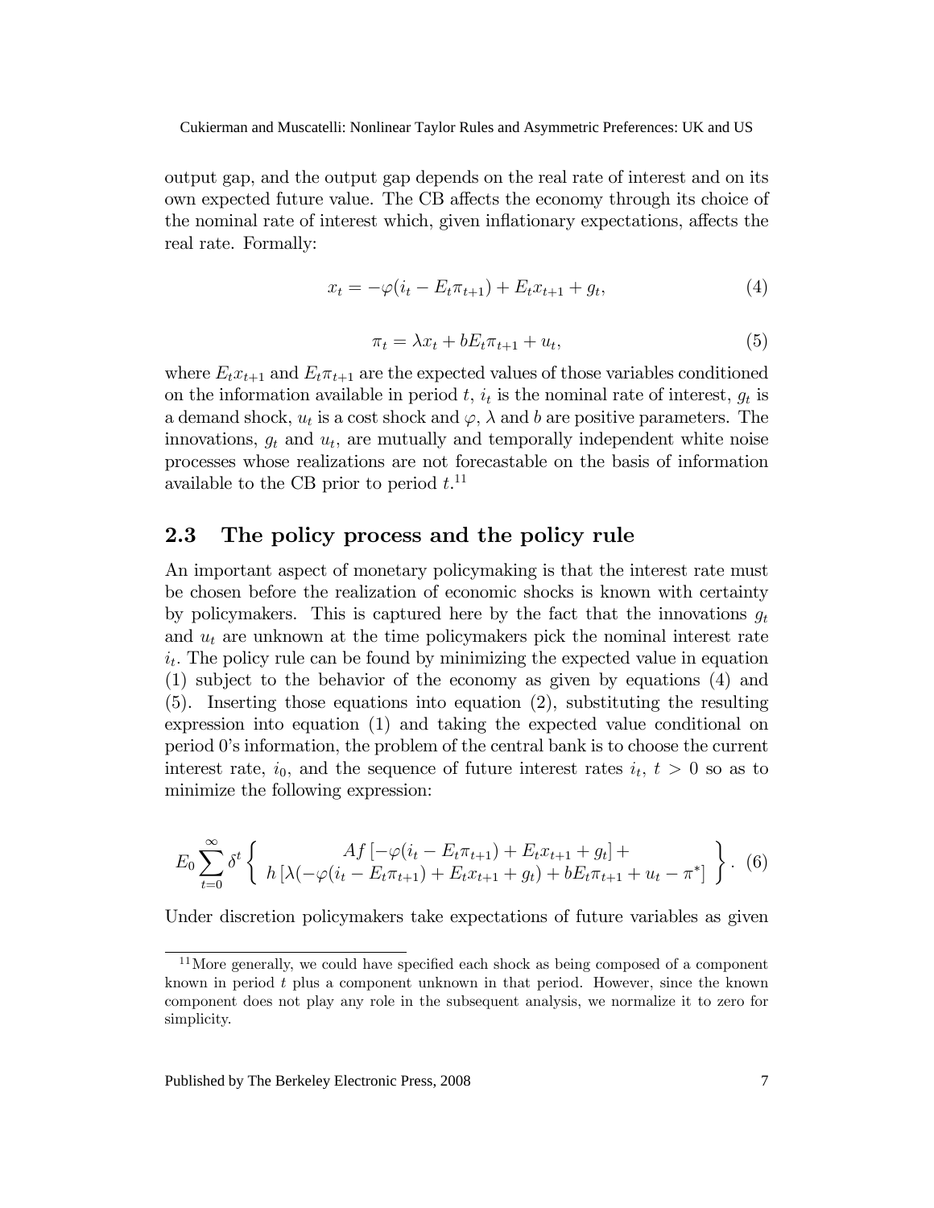output gap, and the output gap depends on the real rate of interest and on its own expected future value. The CB affects the economy through its choice of the nominal rate of interest which, given inflationary expectations, affects the real rate. Formally:

$$x_t = -\varphi(i_t - E_t\pi_{t+1}) + E_t x_{t+1} + g_t, \tag{4}$$

$$\pi_t = \lambda x_t + bE_t\pi_{t+1} + u_t, \tag{5}$$

where $E_t x_{t+1}$ and $E_t\pi_{t+1}$ are the expected values of those variables conditioned on the information available in period $t$, $i_t$ is the nominal rate of interest, $g_t$ is a demand shock, $u_t$ is a cost shock and $\varphi$, $\lambda$ and $b$ are positive parameters. The innovations, $g_t$ and $u_t$, are mutually and temporally independent white noise processes whose realizations are not forecastable on the basis of information available to the CB prior to period $t$.[11]

## 2.3 The policy process and the policy rule

An important aspect of monetary policymaking is that the interest rate must be chosen before the realization of economic shocks is known with certainty by policymakers. This is captured here by the fact that the innovations $g_t$ and $u_t$ are unknown at the time policymakers pick the nominal interest rate $i_t$. The policy rule can be found by minimizing the expected value in equation (1) subject to the behavior of the economy as given by equations (4) and (5). Inserting those equations into equation (2), substituting the resulting expression into equation (1) and taking the expected value conditional on period 0's information, the problem of the central bank is to choose the current interest rate, $i_0$, and the sequence of future interest rates $i_t$, $t > 0$ so as to minimize the following expression:

$$E_0 \sum_{t=0}^{\infty} \delta^t \left\{ \begin{array}{c} Af\left[-\varphi(i_t - E_t\pi_{t+1}) + E_t x_{t+1} + g_t\right] + \\ h\left[\lambda(-\varphi(i_t - E_t\pi_{t+1}) + E_t x_{t+1} + g_t) + bE_t\pi_{t+1} + u_t - \pi^*\right] \end{array} \right\}. \tag{6}$$

Under discretion policymakers take expectations of future variables as given

[11] More generally, we could have specified each shock as being composed of a component known in period $t$ plus a component unknown in that period. However, since the known component does not play any role in the subsequent analysis, we normalize it to zero for simplicity.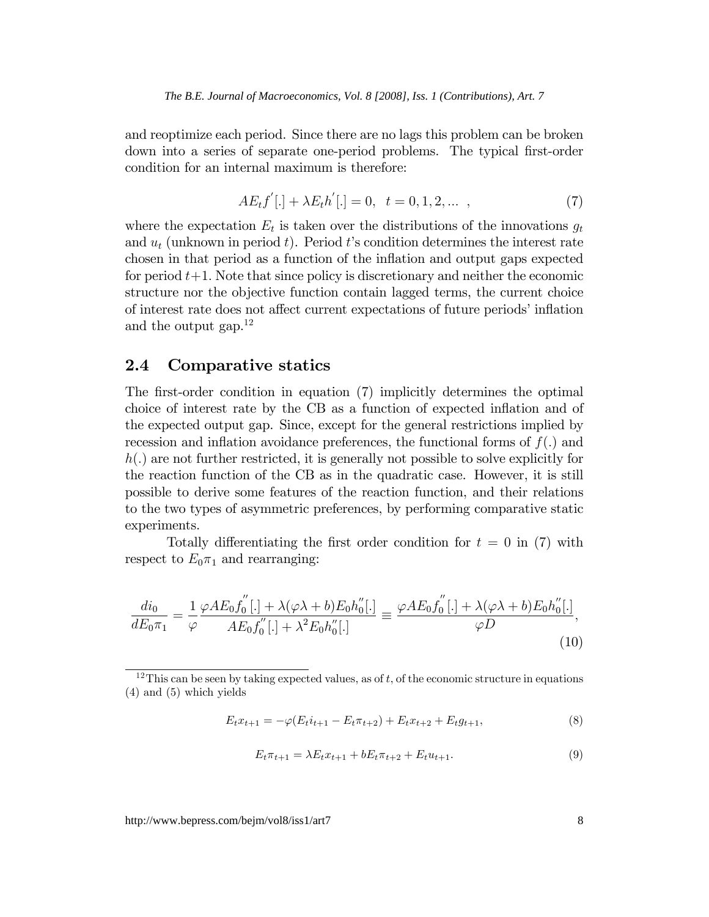and reoptimize each period. Since there are no lags this problem can be broken down into a series of separate one-period problems. The typical first-order condition for an internal maximum is therefore:

$$AE_t f^{'}[.] + \lambda E_t h^{'}[.] = 0, \quad t = 0, 1, 2, ... \ , \tag{7}$$

where the expectation $E_t$ is taken over the distributions of the innovations $g_t$ and $u_t$ (unknown in period $t$). Period $t$'s condition determines the interest rate chosen in that period as a function of the inflation and output gaps expected for period $t+1$. Note that since policy is discretionary and neither the economic structure nor the objective function contain lagged terms, the current choice of interest rate does not affect current expectations of future periods' inflation and the output gap.[12]

## 2.4 Comparative statics

The first-order condition in equation (7) implicitly determines the optimal choice of interest rate by the CB as a function of expected inflation and of the expected output gap. Since, except for the general restrictions implied by recession and inflation avoidance preferences, the functional forms of $f(.)$ and $h(.)$ are not further restricted, it is generally not possible to solve explicitly for the reaction function of the CB as in the quadratic case. However, it is still possible to derive some features of the reaction function, and their relations to the two types of asymmetric preferences, by performing comparative static experiments.

Totally differentiating the first order condition for $t = 0$ in (7) with respect to $E_0\pi_1$ and rearranging:

$$\frac{di_0}{dE_0\pi_1} = \frac{1}{\varphi} \frac{\varphi A E_0 f_0^{''}[.] + \lambda(\varphi\lambda + b) E_0 h_0^{''}[.]}{A E_0 f_0^{''}[.] + \lambda^2 E_0 h_0^{''}[.]} \equiv \frac{\varphi A E_0 f_0^{''}[.] + \lambda(\varphi\lambda + b) E_0 h_0^{''}[.]}{\varphi D}, \tag{10}$$

[12] This can be seen by taking expected values, as of $t$, of the economic structure in equations (4) and (5) which yields

$$E_t x_{t+1} = -\varphi(E_t i_{t+1} - E_t \pi_{t+2}) + E_t x_{t+2} + E_t g_{t+1}, \tag{8}$$

$$E_t \pi_{t+1} = \lambda E_t x_{t+1} + b E_t \pi_{t+2} + E_t u_{t+1}. \tag{9}$$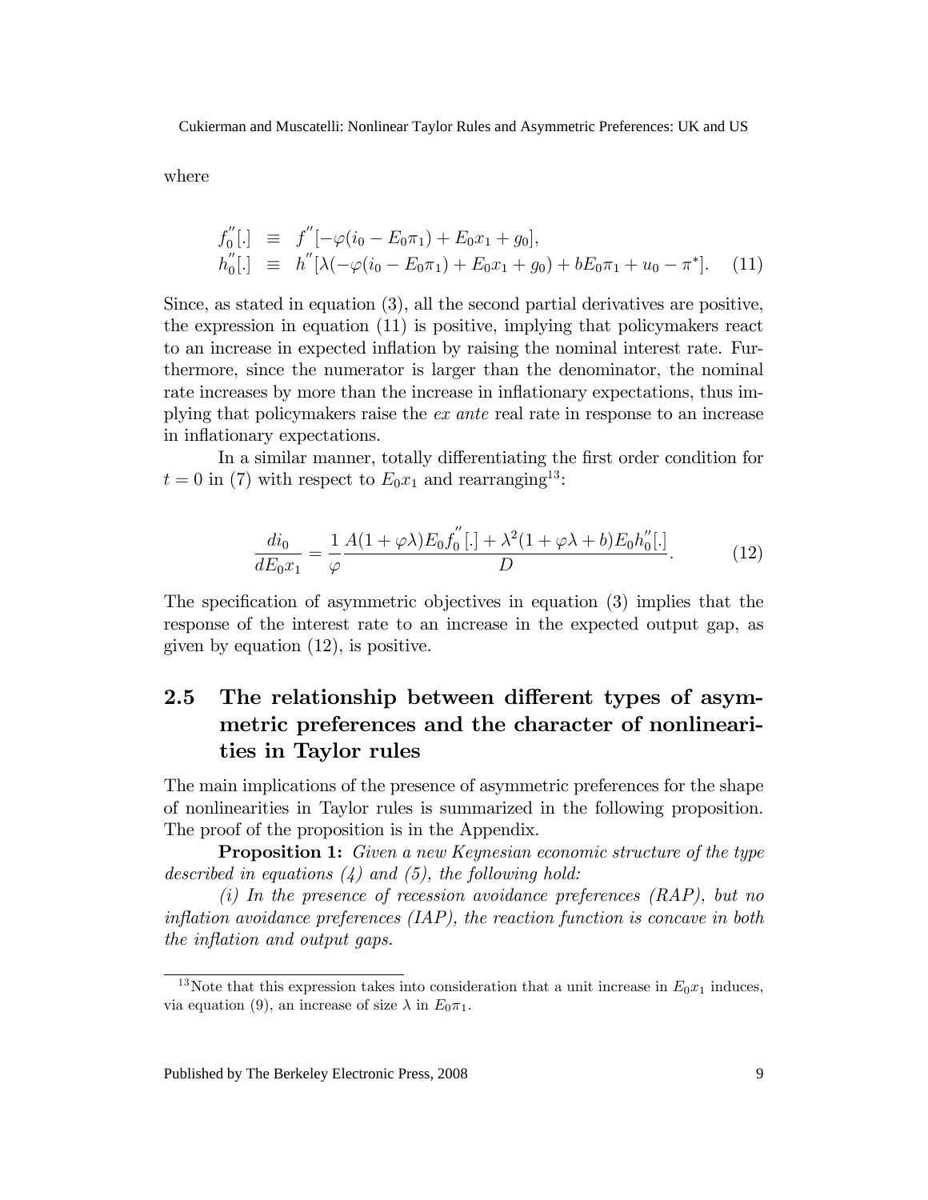where

$$
\begin{aligned}
f_0^{''}[.] &\equiv f^{''}[-\varphi(i_0 - E_0\pi_1) + E_0 x_1 + g_0], \\
h_0^{''}[.] &\equiv h^{''}[\lambda(-\varphi(i_0 - E_0\pi_1) + E_0 x_1 + g_0) + bE_0\pi_1 + u_0 - \pi^*].
\end{aligned} \quad (11)
$$

Since, as stated in equation (3), all the second partial derivatives are positive, the expression in equation (11) is positive, implying that policymakers react to an increase in expected inflation by raising the nominal interest rate. Furthermore, since the numerator is larger than the denominator, the nominal rate increases by more than the increase in inflationary expectations, thus implying that policymakers raise the *ex ante* real rate in response to an increase in inflationary expectations.

In a similar manner, totally differentiating the first order condition for $t = 0$ in (7) with respect to $E_0 x_1$ and rearranging[13]:

$$
\frac{di_0}{dE_0 x_1} = \frac{1}{\varphi} \frac{A(1 + \varphi\lambda)E_0 f_0^{''}[.] + \lambda^2(1 + \varphi\lambda + b)E_0 h_0^{''}[.]}{D}. \quad (12)
$$

The specification of asymmetric objectives in equation (3) implies that the response of the interest rate to an increase in the expected output gap, as given by equation (12), is positive.

## 2.5 The relationship between different types of asymmetric preferences and the character of nonlinearities in Taylor rules

The main implications of the presence of asymmetric preferences for the shape of nonlinearities in Taylor rules is summarized in the following proposition. The proof of the proposition is in the Appendix.

**Proposition 1:** *Given a new Keynesian economic structure of the type described in equations (4) and (5), the following hold:*

*(i) In the presence of recession avoidance preferences (RAP), but no inflation avoidance preferences (IAP), the reaction function is concave in both the inflation and output gaps.*

---

[13] Note that this expression takes into consideration that a unit increase in $E_0 x_1$ induces, via equation (9), an increase of size $\lambda$ in $E_0\pi_1$.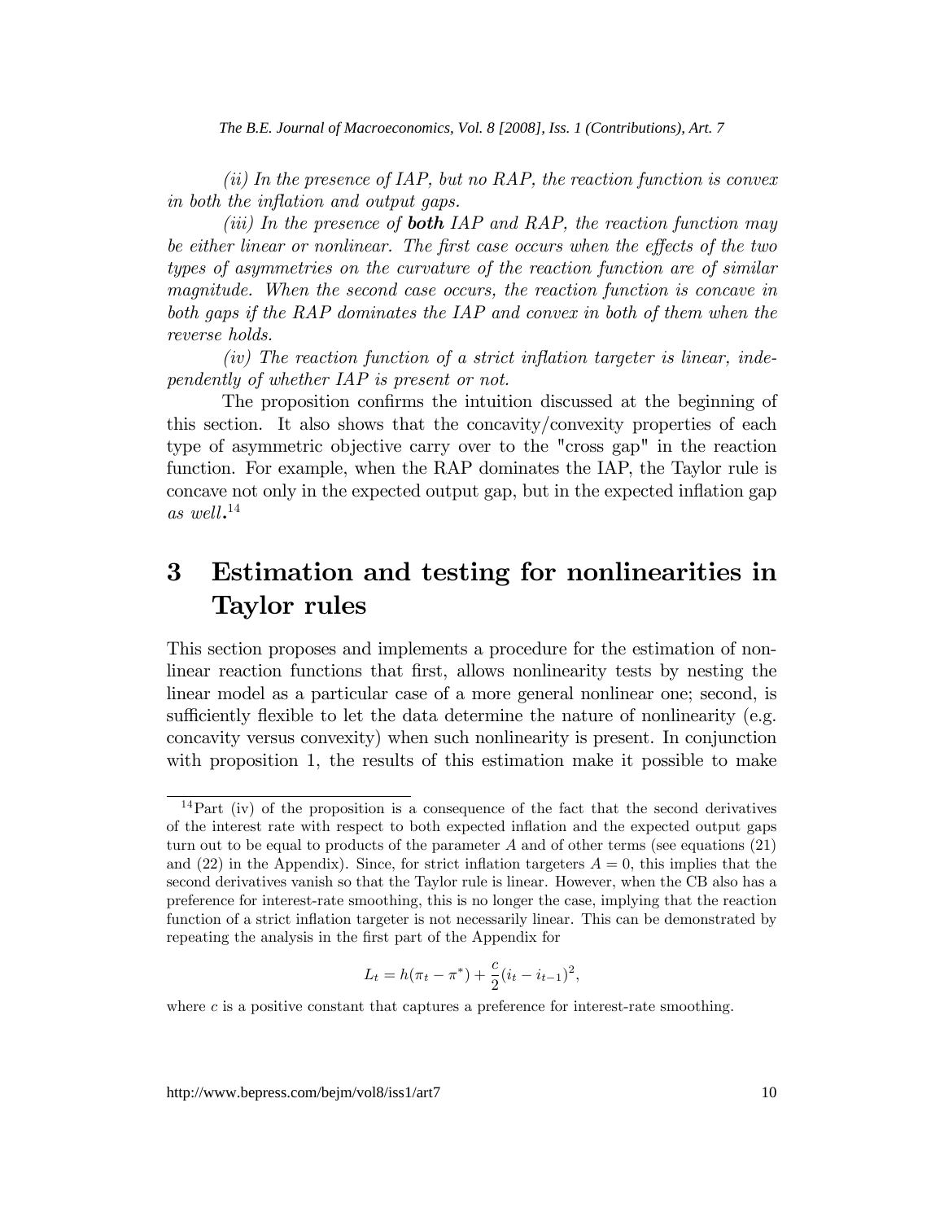*(ii) In the presence of IAP, but no RAP, the reaction function is convex in both the inflation and output gaps.*

*(iii) In the presence of* ***both*** *IAP and RAP, the reaction function may be either linear or nonlinear. The first case occurs when the effects of the two types of asymmetries on the curvature of the reaction function are of similar magnitude. When the second case occurs, the reaction function is concave in both gaps if the RAP dominates the IAP and convex in both of them when the reverse holds.*

*(iv) The reaction function of a strict inflation targeter is linear, independently of whether IAP is present or not.*

The proposition confirms the intuition discussed at the beginning of this section. It also shows that the concavity/convexity properties of each type of asymmetric objective carry over to the "cross gap" in the reaction function. For example, when the RAP dominates the IAP, the Taylor rule is concave not only in the expected output gap, but in the expected inflation gap *as well*.[14]

# 3 Estimation and testing for nonlinearities in Taylor rules

This section proposes and implements a procedure for the estimation of nonlinear reaction functions that first, allows nonlinearity tests by nesting the linear model as a particular case of a more general nonlinear one; second, is sufficiently flexible to let the data determine the nature of nonlinearity (e.g. concavity versus convexity) when such nonlinearity is present. In conjunction with proposition 1, the results of this estimation make it possible to make

[14] Part (iv) of the proposition is a consequence of the fact that the second derivatives of the interest rate with respect to both expected inflation and the expected output gaps turn out to be equal to products of the parameter $A$ and of other terms (see equations (21) and (22) in the Appendix). Since, for strict inflation targeters $A = 0$, this implies that the second derivatives vanish so that the Taylor rule is linear. However, when the CB also has a preference for interest-rate smoothing, this is no longer the case, implying that the reaction function of a strict inflation targeter is not necessarily linear. This can be demonstrated by repeating the analysis in the first part of the Appendix for

$$L_t = h(\pi_t - \pi^*) + \frac{c}{2}(i_t - i_{t-1})^2,$$

where $c$ is a positive constant that captures a preference for interest-rate smoothing.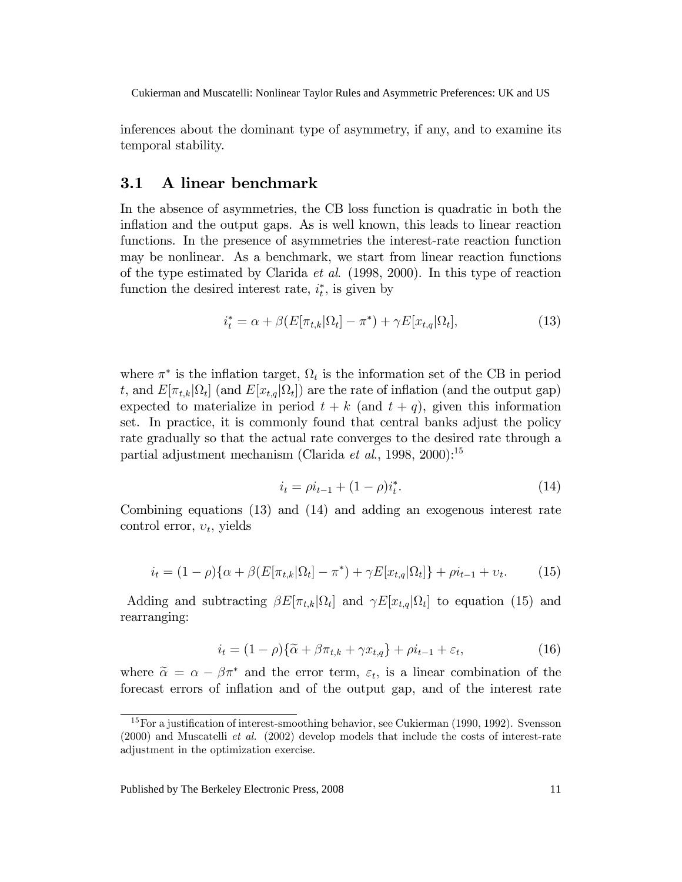inferences about the dominant type of asymmetry, if any, and to examine its temporal stability.

## 3.1 A linear benchmark

In the absence of asymmetries, the CB loss function is quadratic in both the inflation and the output gaps. As is well known, this leads to linear reaction functions. In the presence of asymmetries the interest-rate reaction function may be nonlinear. As a benchmark, we start from linear reaction functions of the type estimated by Clarida *et al.* (1998, 2000). In this type of reaction function the desired interest rate, $i_t^*$, is given by

$$i_t^* = \alpha + \beta(E[\pi_{t,k}|\Omega_t] - \pi^*) + \gamma E[x_{t,q}|\Omega_t], \tag{13}$$

where $\pi^*$ is the inflation target, $\Omega_t$ is the information set of the CB in period $t$, and $E[\pi_{t,k}|\Omega_t]$ (and $E[x_{t,q}|\Omega_t]$) are the rate of inflation (and the output gap) expected to materialize in period $t+k$ (and $t+q$), given this information set. In practice, it is commonly found that central banks adjust the policy rate gradually so that the actual rate converges to the desired rate through a partial adjustment mechanism (Clarida *et al.*, 1998, 2000):[15]

$$i_t = \rho i_{t-1} + (1-\rho)i_t^*. \tag{14}$$

Combining equations (13) and (14) and adding an exogenous interest rate control error, $\upsilon_t$, yields

$$i_t = (1-\rho)\{\alpha + \beta(E[\pi_{t,k}|\Omega_t] - \pi^*) + \gamma E[x_{t,q}|\Omega_t]\} + \rho i_{t-1} + \upsilon_t. \tag{15}$$

Adding and subtracting $\beta E[\pi_{t,k}|\Omega_t]$ and $\gamma E[x_{t,q}|\Omega_t]$ to equation (15) and rearranging:

$$i_t = (1-\rho)\{\widetilde{\alpha} + \beta\pi_{t,k} + \gamma x_{t,q}\} + \rho i_{t-1} + \varepsilon_t, \tag{16}$$

where $\widetilde{\alpha} = \alpha - \beta\pi^*$ and the error term, $\varepsilon_t$, is a linear combination of the forecast errors of inflation and of the output gap, and of the interest rate

[15] For a justification of interest-smoothing behavior, see Cukierman (1990, 1992). Svensson (2000) and Muscatelli *et al.* (2002) develop models that include the costs of interest-rate adjustment in the optimization exercise.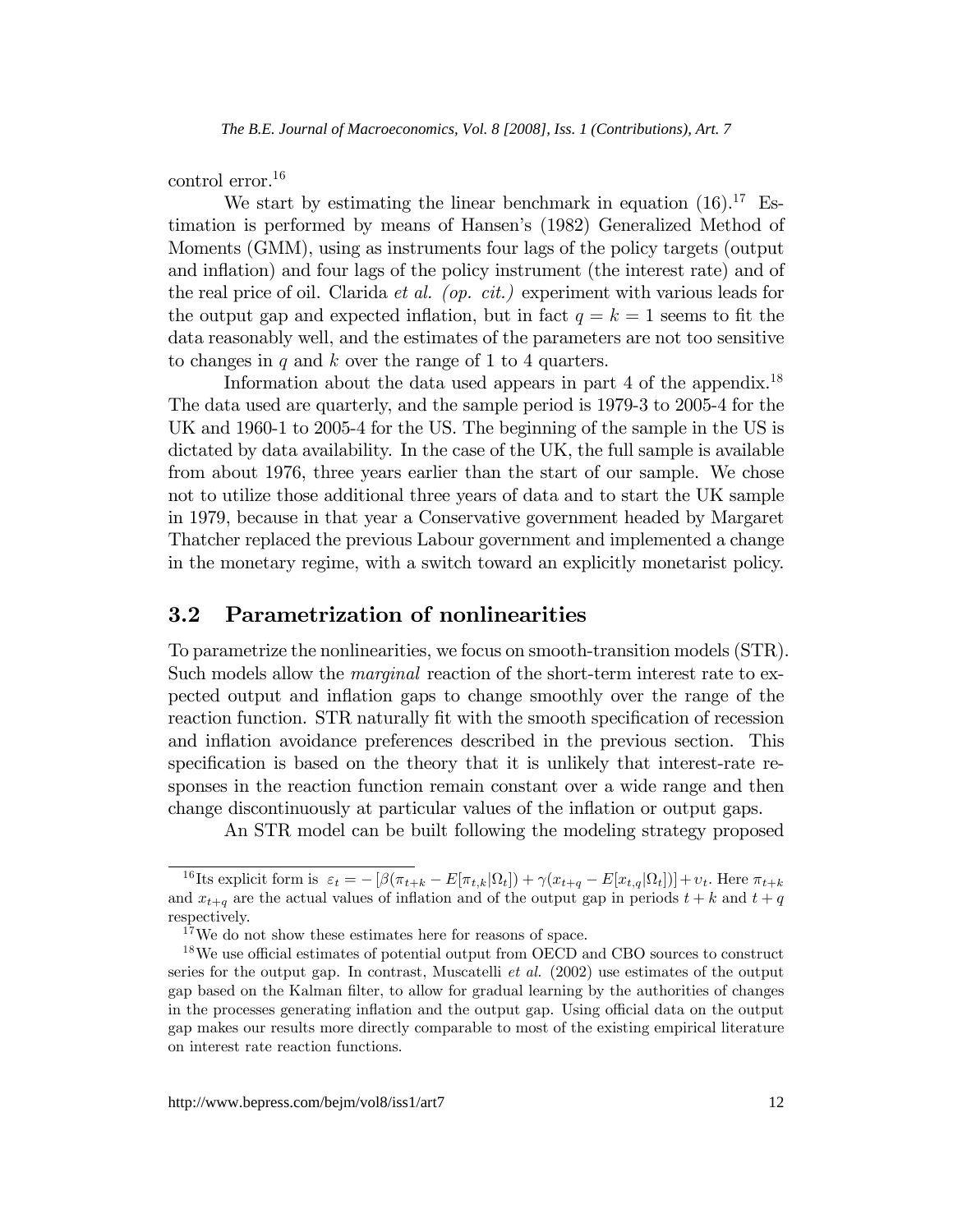control error.[16]

We start by estimating the linear benchmark in equation (16).[17] Estimation is performed by means of Hansen's (1982) Generalized Method of Moments (GMM), using as instruments four lags of the policy targets (output and inflation) and four lags of the policy instrument (the interest rate) and of the real price of oil. Clarida *et al.* *(op. cit.)* experiment with various leads for the output gap and expected inflation, but in fact $q = k = 1$ seems to fit the data reasonably well, and the estimates of the parameters are not too sensitive to changes in $q$ and $k$ over the range of 1 to 4 quarters.

Information about the data used appears in part 4 of the appendix.[18] The data used are quarterly, and the sample period is 1979-3 to 2005-4 for the UK and 1960-1 to 2005-4 for the US. The beginning of the sample in the US is dictated by data availability. In the case of the UK, the full sample is available from about 1976, three years earlier than the start of our sample. We chose not to utilize those additional three years of data and to start the UK sample in 1979, because in that year a Conservative government headed by Margaret Thatcher replaced the previous Labour government and implemented a change in the monetary regime, with a switch toward an explicitly monetarist policy.

## 3.2 Parametrization of nonlinearities

To parametrize the nonlinearities, we focus on smooth-transition models (STR). Such models allow the *marginal* reaction of the short-term interest rate to expected output and inflation gaps to change smoothly over the range of the reaction function. STR naturally fit with the smooth specification of recession and inflation avoidance preferences described in the previous section. This specification is based on the theory that it is unlikely that interest-rate responses in the reaction function remain constant over a wide range and then change discontinuously at particular values of the inflation or output gaps.

An STR model can be built following the modeling strategy proposed

---

[16] Its explicit form is $\varepsilon_t = -\left[\beta(\pi_{t+k} - E[\pi_{t,k}|\Omega_t]) + \gamma(x_{t+q} - E[x_{t,q}|\Omega_t])\right] + \upsilon_t$. Here $\pi_{t+k}$ and $x_{t+q}$ are the actual values of inflation and of the output gap in periods $t+k$ and $t+q$ respectively.

[17] We do not show these estimates here for reasons of space.

[18] We use official estimates of potential output from OECD and CBO sources to construct series for the output gap. In contrast, Muscatelli *et al.* (2002) use estimates of the output gap based on the Kalman filter, to allow for gradual learning by the authorities of changes in the processes generating inflation and the output gap. Using official data on the output gap makes our results more directly comparable to most of the existing empirical literature on interest rate reaction functions.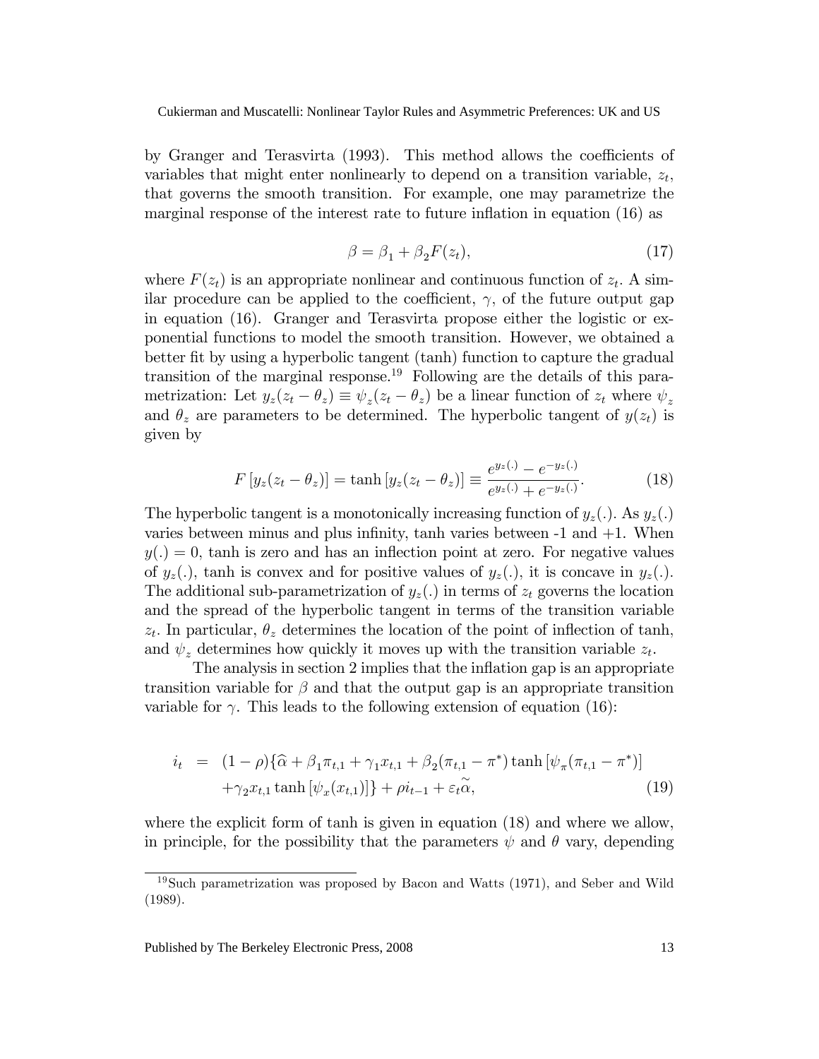by Granger and Terasvirta (1993). This method allows the coefficients of variables that might enter nonlinearly to depend on a transition variable, $z_t$, that governs the smooth transition. For example, one may parametrize the marginal response of the interest rate to future inflation in equation (16) as

$$\beta = \beta_1 + \beta_2 F(z_t), \tag{17}$$

where $F(z_t)$ is an appropriate nonlinear and continuous function of $z_t$. A similar procedure can be applied to the coefficient, $\gamma$, of the future output gap in equation (16). Granger and Terasvirta propose either the logistic or exponential functions to model the smooth transition. However, we obtained a better fit by using a hyperbolic tangent (tanh) function to capture the gradual transition of the marginal response.[19] Following are the details of this parametrization: Let $y_z(z_t - \theta_z) \equiv \psi_z(z_t - \theta_z)$ be a linear function of $z_t$ where $\psi_z$ and $\theta_z$ are parameters to be determined. The hyperbolic tangent of $y(z_t)$ is given by

$$F\left[y_z(z_t - \theta_z)\right] = \tanh\left[y_z(z_t - \theta_z)\right] \equiv \frac{e^{y_z(.)} - e^{-y_z(.)}}{e^{y_z(.)} + e^{-y_z(.)}}. \tag{18}$$

The hyperbolic tangent is a monotonically increasing function of $y_z(.)$. As $y_z(.)$ varies between minus and plus infinity, tanh varies between -1 and +1. When $y(.) = 0$, tanh is zero and has an inflection point at zero. For negative values of $y_z(.)$, tanh is convex and for positive values of $y_z(.)$, it is concave in $y_z(.)$. The additional sub-parametrization of $y_z(.)$ in terms of $z_t$ governs the location and the spread of the hyperbolic tangent in terms of the transition variable $z_t$. In particular, $\theta_z$ determines the location of the point of inflection of tanh, and $\psi_z$ determines how quickly it moves up with the transition variable $z_t$.

The analysis in section 2 implies that the inflation gap is an appropriate transition variable for $\beta$ and that the output gap is an appropriate transition variable for $\gamma$. This leads to the following extension of equation (16):

$$\begin{aligned} i_t \;=\; & (1-\rho)\{\widehat{\alpha} + \beta_1 \pi_{t,1} + \gamma_1 x_{t,1} + \beta_2(\pi_{t,1} - \pi^*)\tanh\left[\psi_\pi(\pi_{t,1} - \pi^*)\right] \\ & + \gamma_2 x_{t,1} \tanh\left[\psi_x(x_{t,1})\right]\} + \rho i_{t-1} + \varepsilon_t \widetilde{\alpha}, \end{aligned} \tag{19}$$

where the explicit form of tanh is given in equation (18) and where we allow, in principle, for the possibility that the parameters $\psi$ and $\theta$ vary, depending

[19] Such parametrization was proposed by Bacon and Watts (1971), and Seber and Wild (1989).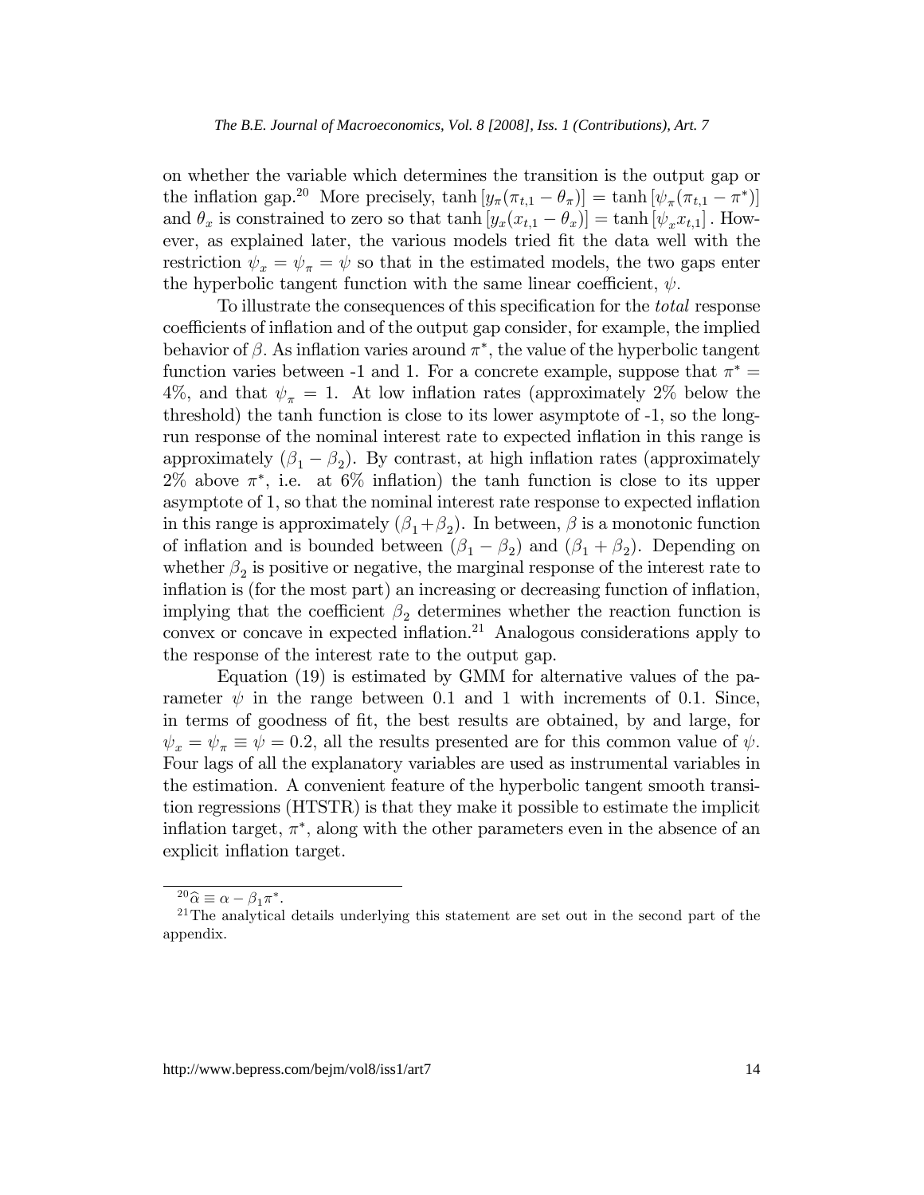on whether the variable which determines the transition is the output gap or the inflation gap.[20] More precisely, $\tanh\left[y_{\pi}(\pi_{t,1}-\theta_{\pi})\right]=\tanh\left[\psi_{\pi}(\pi_{t,1}-\pi^{*})\right]$ and $\theta_x$ is constrained to zero so that $\tanh\left[y_x(x_{t,1}-\theta_x)\right]=\tanh\left[\psi_x x_{t,1}\right]$. However, as explained later, the various models tried fit the data well with the restriction $\psi_x=\psi_\pi=\psi$ so that in the estimated models, the two gaps enter the hyperbolic tangent function with the same linear coefficient, $\psi$.

To illustrate the consequences of this specification for the *total* response coefficients of inflation and of the output gap consider, for example, the implied behavior of $\beta$. As inflation varies around $\pi^*$, the value of the hyperbolic tangent function varies between -1 and 1. For a concrete example, suppose that $\pi^* = 4\%$, and that $\psi_\pi = 1$. At low inflation rates (approximately 2% below the threshold) the tanh function is close to its lower asymptote of -1, so the long-run response of the nominal interest rate to expected inflation in this range is approximately $(\beta_1-\beta_2)$. By contrast, at high inflation rates (approximately 2% above $\pi^*$, i.e. at 6% inflation) the tanh function is close to its upper asymptote of 1, so that the nominal interest rate response to expected inflation in this range is approximately $(\beta_1+\beta_2)$. In between, $\beta$ is a monotonic function of inflation and is bounded between $(\beta_1-\beta_2)$ and $(\beta_1+\beta_2)$. Depending on whether $\beta_2$ is positive or negative, the marginal response of the interest rate to inflation is (for the most part) an increasing or decreasing function of inflation, implying that the coefficient $\beta_2$ determines whether the reaction function is convex or concave in expected inflation.[21] Analogous considerations apply to the response of the interest rate to the output gap.

Equation (19) is estimated by GMM for alternative values of the parameter $\psi$ in the range between 0.1 and 1 with increments of 0.1. Since, in terms of goodness of fit, the best results are obtained, by and large, for $\psi_x=\psi_\pi\equiv\psi=0.2$, all the results presented are for this common value of $\psi$. Four lags of all the explanatory variables are used as instrumental variables in the estimation. A convenient feature of the hyperbolic tangent smooth transition regressions (HTSTR) is that they make it possible to estimate the implicit inflation target, $\pi^*$, along with the other parameters even in the absence of an explicit inflation target.

[20] $\widehat{\alpha}\equiv\alpha-\beta_1\pi^*$.

[21] The analytical details underlying this statement are set out in the second part of the appendix.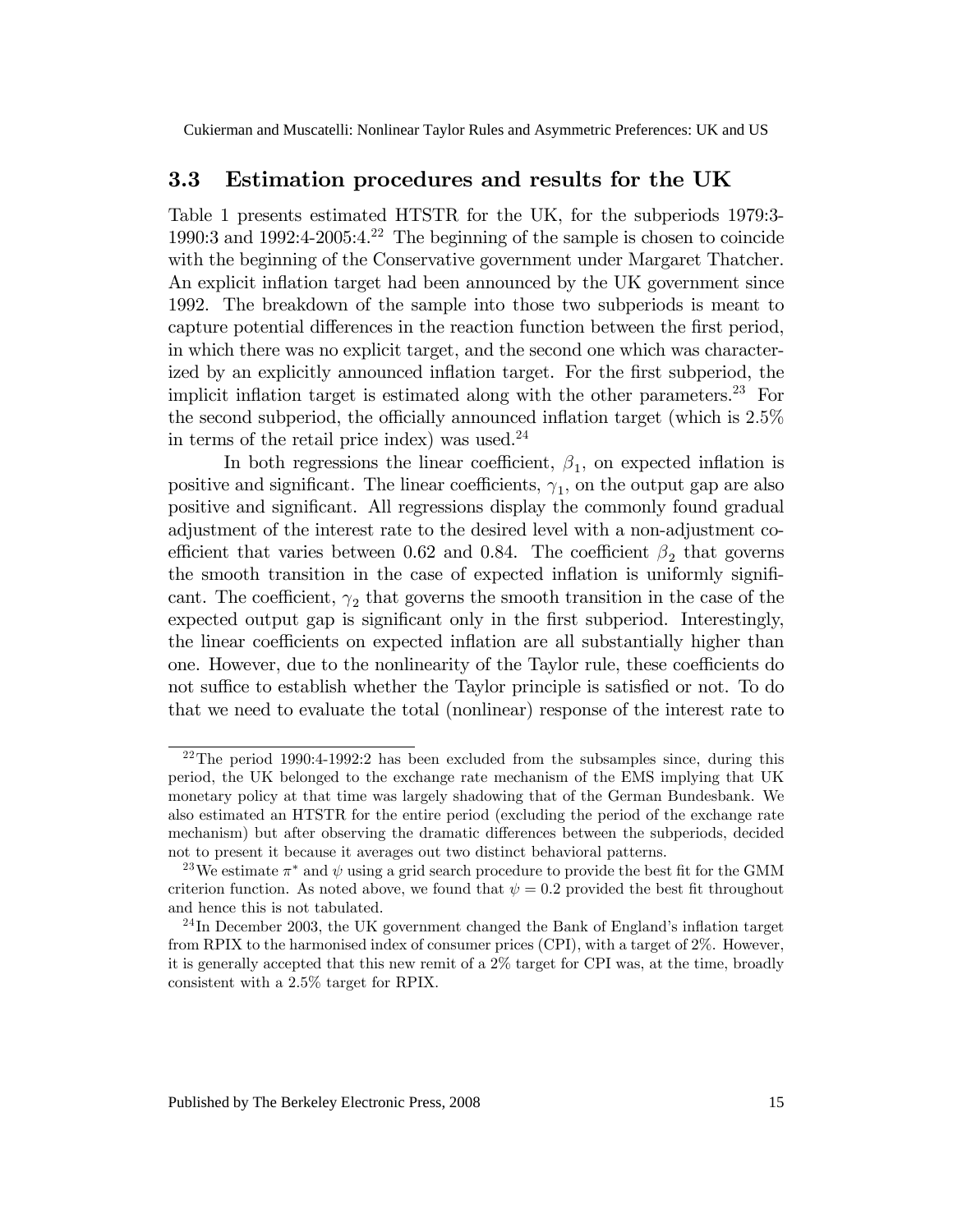## 3.3 Estimation procedures and results for the UK

Table 1 presents estimated HTSTR for the UK, for the subperiods 1979:3-1990:3 and 1992:4-2005:4.[22] The beginning of the sample is chosen to coincide with the beginning of the Conservative government under Margaret Thatcher. An explicit inflation target had been announced by the UK government since 1992. The breakdown of the sample into those two subperiods is meant to capture potential differences in the reaction function between the first period, in which there was no explicit target, and the second one which was characterized by an explicitly announced inflation target. For the first subperiod, the implicit inflation target is estimated along with the other parameters.[23] For the second subperiod, the officially announced inflation target (which is 2.5% in terms of the retail price index) was used.[24]

In both regressions the linear coefficient, $\beta_1$, on expected inflation is positive and significant. The linear coefficients, $\gamma_1$, on the output gap are also positive and significant. All regressions display the commonly found gradual adjustment of the interest rate to the desired level with a non-adjustment coefficient that varies between 0.62 and 0.84. The coefficient $\beta_2$ that governs the smooth transition in the case of expected inflation is uniformly significant. The coefficient, $\gamma_2$ that governs the smooth transition in the case of the expected output gap is significant only in the first subperiod. Interestingly, the linear coefficients on expected inflation are all substantially higher than one. However, due to the nonlinearity of the Taylor rule, these coefficients do not suffice to establish whether the Taylor principle is satisfied or not. To do that we need to evaluate the total (nonlinear) response of the interest rate to

[22] The period 1990:4-1992:2 has been excluded from the subsamples since, during this period, the UK belonged to the exchange rate mechanism of the EMS implying that UK monetary policy at that time was largely shadowing that of the German Bundesbank. We also estimated an HTSTR for the entire period (excluding the period of the exchange rate mechanism) but after observing the dramatic differences between the subperiods, decided not to present it because it averages out two distinct behavioral patterns.

[23] We estimate $\pi^*$ and $\psi$ using a grid search procedure to provide the best fit for the GMM criterion function. As noted above, we found that $\psi = 0.2$ provided the best fit throughout and hence this is not tabulated.

[24] In December 2003, the UK government changed the Bank of England's inflation target from RPIX to the harmonised index of consumer prices (CPI), with a target of 2%. However, it is generally accepted that this new remit of a 2% target for CPI was, at the time, broadly consistent with a 2.5% target for RPIX.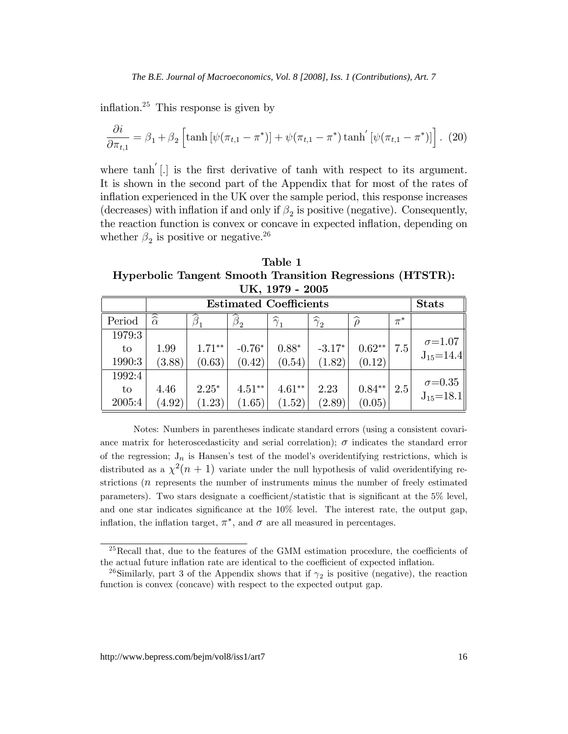inflation.[25] This response is given by

$$\frac{\partial i}{\partial \pi_{t,1}} = \beta_1 + \beta_2 \left[ \tanh\left[\psi(\pi_{t,1} - \pi^*)\right] + \psi(\pi_{t,1} - \pi^*) \tanh^{'}\left[\psi(\pi_{t,1} - \pi^*)\right] \right]. \quad (20)$$

where $\tanh^{'}[.]$ is the first derivative of tanh with respect to its argument. It is shown in the second part of the Appendix that for most of the rates of inflation experienced in the UK over the sample period, this response increases (decreases) with inflation if and only if $\beta_2$ is positive (negative). Consequently, the reaction function is convex or concave in expected inflation, depending on whether $\beta_2$ is positive or negative.[26]

**Table 1**
**Hyperbolic Tangent Smooth Transition Regressions (HTSTR): UK, 1979 - 2005**

| | **Estimated Coefficients** | | | | | | | **Stats** |
|---|---|---|---|---|---|---|---|---|
| Period | $\widehat{\widehat{\alpha}}$ | $\widehat{\beta}_1$ | $\widehat{\beta}_2$ | $\widehat{\gamma}_1$ | $\widehat{\gamma}_2$ | $\widehat{\rho}$ | $\pi^*$ | |
| 1979:3 to 1990:3 | 1.99 (3.88) | 1.71** (0.63) | -0.76* (0.42) | 0.88* (0.54) | -3.17* (1.82) | 0.62** (0.12) | 7.5 | $\sigma$=1.07 $J_{15}$=14.4 |
| 1992:4 to 2005:4 | 4.46 (4.92) | 2.25* (1.23) | 4.51** (1.65) | 4.61** (1.52) | 2.23 (2.89) | 0.84** (0.05) | 2.5 | $\sigma$=0.35 $J_{15}$=18.1 |

Notes: Numbers in parentheses indicate standard errors (using a consistent covariance matrix for heteroscedasticity and serial correlation); $\sigma$ indicates the standard error of the regression; $J_n$ is Hansen's test of the model's overidentifying restrictions, which is distributed as a $\chi^2(n+1)$ variate under the null hypothesis of valid overidentifying restrictions ($n$ represents the number of instruments minus the number of freely estimated parameters). Two stars designate a coefficient/statistic that is significant at the 5% level, and one star indicates significance at the 10% level. The interest rate, the output gap, inflation, the inflation target, $\pi^*$, and $\sigma$ are all measured in percentages.

[25] Recall that, due to the features of the GMM estimation procedure, the coefficients of the actual future inflation rate are identical to the coefficient of expected inflation.

[26] Similarly, part 3 of the Appendix shows that if $\gamma_2$ is positive (negative), the reaction function is convex (concave) with respect to the expected output gap.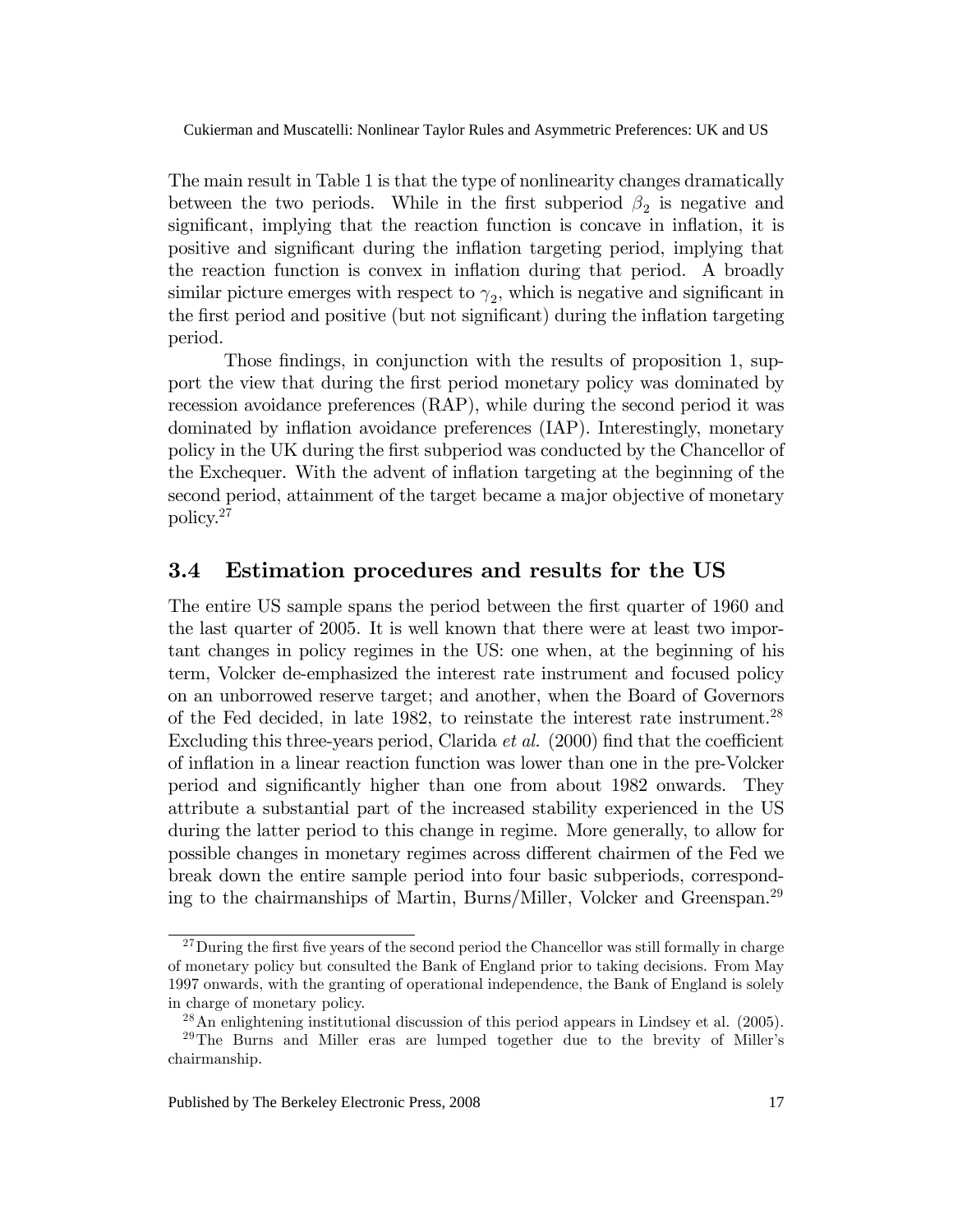The main result in Table 1 is that the type of nonlinearity changes dramatically between the two periods. While in the first subperiod $\beta_2$ is negative and significant, implying that the reaction function is concave in inflation, it is positive and significant during the inflation targeting period, implying that the reaction function is convex in inflation during that period. A broadly similar picture emerges with respect to $\gamma_2$, which is negative and significant in the first period and positive (but not significant) during the inflation targeting period.

Those findings, in conjunction with the results of proposition 1, support the view that during the first period monetary policy was dominated by recession avoidance preferences (RAP), while during the second period it was dominated by inflation avoidance preferences (IAP). Interestingly, monetary policy in the UK during the first subperiod was conducted by the Chancellor of the Exchequer. With the advent of inflation targeting at the beginning of the second period, attainment of the target became a major objective of monetary policy.[27]

## 3.4 Estimation procedures and results for the US

The entire US sample spans the period between the first quarter of 1960 and the last quarter of 2005. It is well known that there were at least two important changes in policy regimes in the US: one when, at the beginning of his term, Volcker de-emphasized the interest rate instrument and focused policy on an unborrowed reserve target; and another, when the Board of Governors of the Fed decided, in late 1982, to reinstate the interest rate instrument.[28] Excluding this three-years period, Clarida *et al.* (2000) find that the coefficient of inflation in a linear reaction function was lower than one in the pre-Volcker period and significantly higher than one from about 1982 onwards. They attribute a substantial part of the increased stability experienced in the US during the latter period to this change in regime. More generally, to allow for possible changes in monetary regimes across different chairmen of the Fed we break down the entire sample period into four basic subperiods, corresponding to the chairmanships of Martin, Burns/Miller, Volcker and Greenspan.[29]

---

[27] During the first five years of the second period the Chancellor was still formally in charge of monetary policy but consulted the Bank of England prior to taking decisions. From May 1997 onwards, with the granting of operational independence, the Bank of England is solely in charge of monetary policy.

[28] An enlightening institutional discussion of this period appears in Lindsey et al. (2005).

[29] The Burns and Miller eras are lumped together due to the brevity of Miller's chairmanship.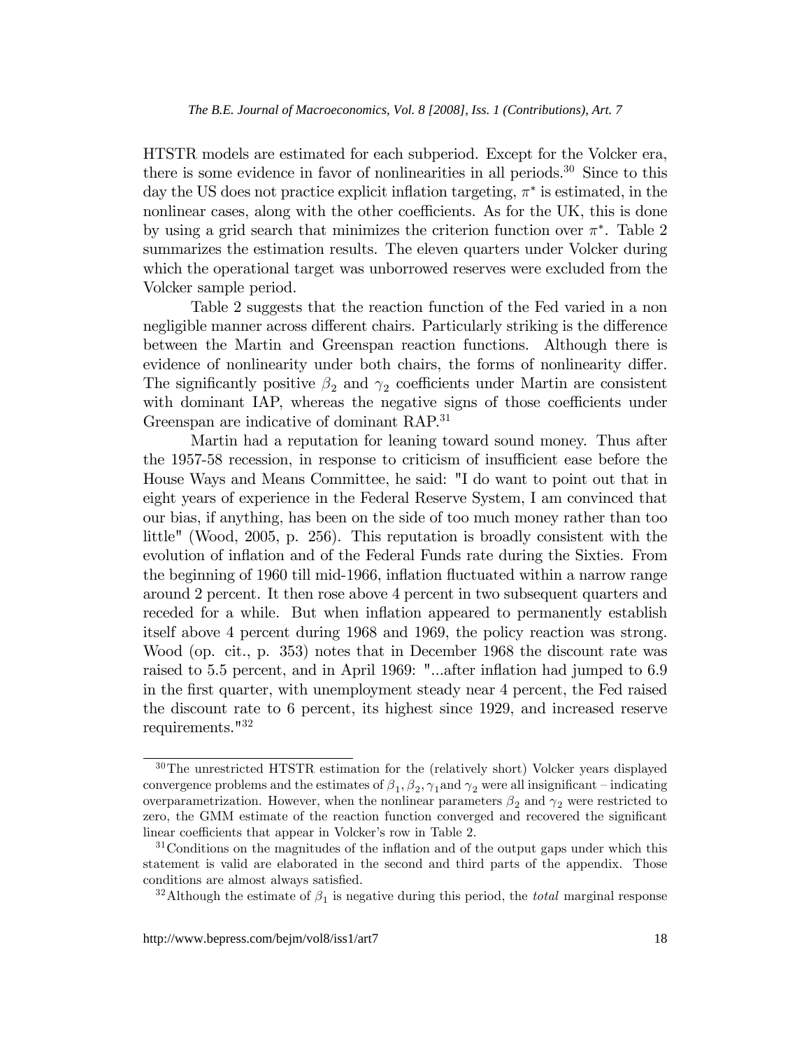HTSTR models are estimated for each subperiod. Except for the Volcker era, there is some evidence in favor of nonlinearities in all periods.[30] Since to this day the US does not practice explicit inflation targeting, $\pi^*$ is estimated, in the nonlinear cases, along with the other coefficients. As for the UK, this is done by using a grid search that minimizes the criterion function over $\pi^*$. Table 2 summarizes the estimation results. The eleven quarters under Volcker during which the operational target was unborrowed reserves were excluded from the Volcker sample period.

Table 2 suggests that the reaction function of the Fed varied in a non negligible manner across different chairs. Particularly striking is the difference between the Martin and Greenspan reaction functions. Although there is evidence of nonlinearity under both chairs, the forms of nonlinearity differ. The significantly positive $\beta_2$ and $\gamma_2$ coefficients under Martin are consistent with dominant IAP, whereas the negative signs of those coefficients under Greenspan are indicative of dominant RAP.[31]

Martin had a reputation for leaning toward sound money. Thus after the 1957-58 recession, in response to criticism of insufficient ease before the House Ways and Means Committee, he said: "I do want to point out that in eight years of experience in the Federal Reserve System, I am convinced that our bias, if anything, has been on the side of too much money rather than too little" (Wood, 2005, p. 256). This reputation is broadly consistent with the evolution of inflation and of the Federal Funds rate during the Sixties. From the beginning of 1960 till mid-1966, inflation fluctuated within a narrow range around 2 percent. It then rose above 4 percent in two subsequent quarters and receded for a while. But when inflation appeared to permanently establish itself above 4 percent during 1968 and 1969, the policy reaction was strong. Wood (op. cit., p. 353) notes that in December 1968 the discount rate was raised to 5.5 percent, and in April 1969: "...after inflation had jumped to 6.9 in the first quarter, with unemployment steady near 4 percent, the Fed raised the discount rate to 6 percent, its highest since 1929, and increased reserve requirements."[32]

---

[30] The unrestricted HTSTR estimation for the (relatively short) Volcker years displayed convergence problems and the estimates of $\beta_1, \beta_2, \gamma_1$ and $\gamma_2$ were all insignificant – indicating overparametrization. However, when the nonlinear parameters $\beta_2$ and $\gamma_2$ were restricted to zero, the GMM estimate of the reaction function converged and recovered the significant linear coefficients that appear in Volcker's row in Table 2.

[31] Conditions on the magnitudes of the inflation and of the output gaps under which this statement is valid are elaborated in the second and third parts of the appendix. Those conditions are almost always satisfied.

[32] Although the estimate of $\beta_1$ is negative during this period, the *total* marginal response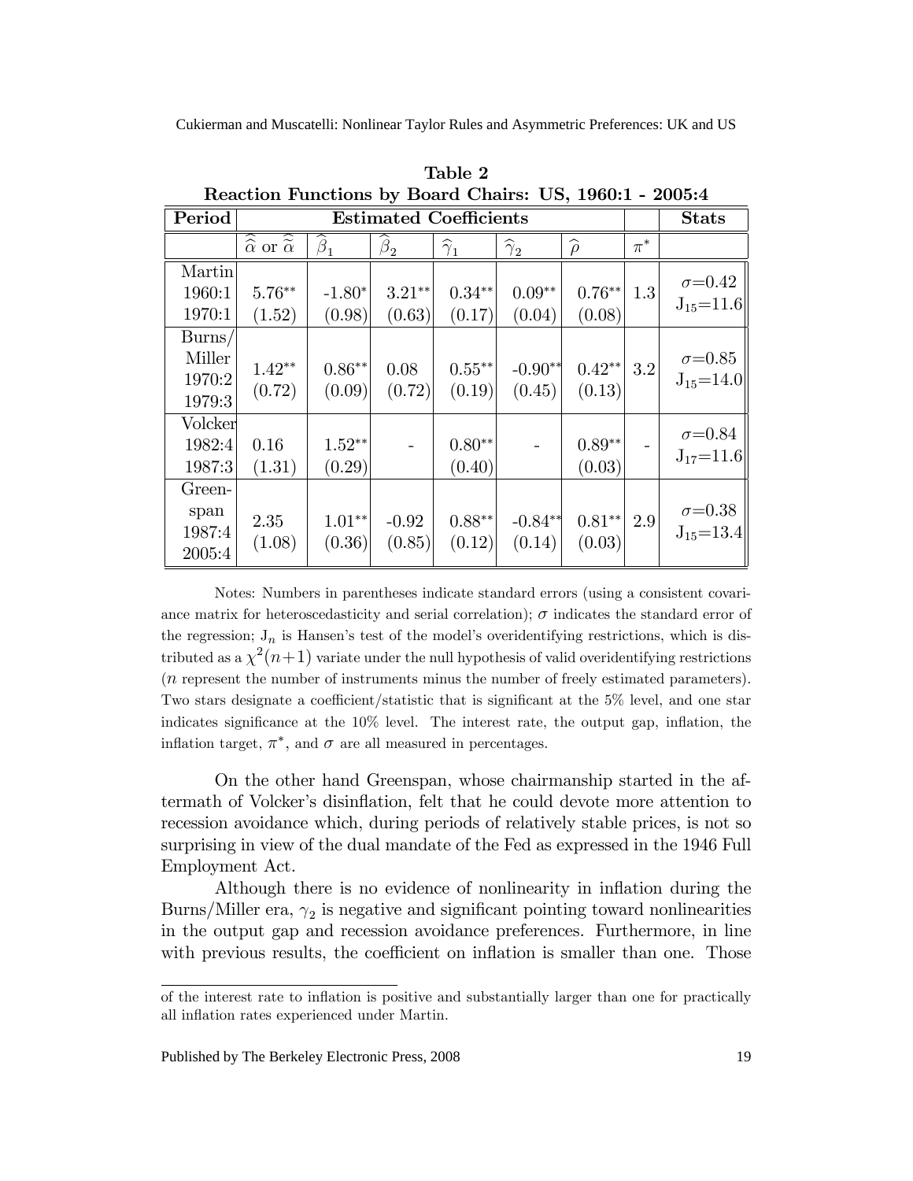**Table 2**
**Reaction Functions by Board Chairs: US, 1960:1 - 2005:4**

| Period | Estimated Coefficients | | | | | | | Stats |
|---|---|---|---|---|---|---|---|---|
| | $\widehat{\widehat{\alpha}}$ or $\widetilde{\widetilde{\alpha}}$ | $\widehat{\beta}_1$ | $\widehat{\beta}_2$ | $\widehat{\gamma}_1$ | $\widehat{\gamma}_2$ | $\widehat{\rho}$ | $\pi^*$ | |
| Martin 1960:1 1970:1 | 5.76** (1.52) | -1.80* (0.98) | 3.21** (0.63) | 0.34** (0.17) | 0.09** (0.04) | 0.76** (0.08) | 1.3 | $\sigma$=0.42 $J_{15}$=11.6 |
| Burns/ Miller 1970:2 1979:3 | 1.42** (0.72) | 0.86** (0.09) | 0.08 (0.72) | 0.55** (0.19) | -0.90** (0.45) | 0.42** (0.13) | 3.2 | $\sigma$=0.85 $J_{15}$=14.0 |
| Volcker 1982:4 1987:3 | 0.16 (1.31) | 1.52** (0.29) | - | 0.80** (0.40) | - | 0.89** (0.03) | - | $\sigma$=0.84 $J_{17}$=11.6 |
| Green-span 1987:4 2005:4 | 2.35 (1.08) | 1.01** (0.36) | -0.92 (0.85) | 0.88** (0.12) | -0.84** (0.14) | 0.81** (0.03) | 2.9 | $\sigma$=0.38 $J_{15}$=13.4 |

Notes: Numbers in parentheses indicate standard errors (using a consistent covariance matrix for heteroscedasticity and serial correlation); $\sigma$ indicates the standard error of the regression; $J_n$ is Hansen's test of the model's overidentifying restrictions, which is distributed as a $\chi^2(n+1)$ variate under the null hypothesis of valid overidentifying restrictions ($n$ represent the number of instruments minus the number of freely estimated parameters). Two stars designate a coefficient/statistic that is significant at the 5% level, and one star indicates significance at the 10% level. The interest rate, the output gap, inflation, the inflation target, $\pi^*$, and $\sigma$ are all measured in percentages.

On the other hand Greenspan, whose chairmanship started in the aftermath of Volcker's disinflation, felt that he could devote more attention to recession avoidance which, during periods of relatively stable prices, is not so surprising in view of the dual mandate of the Fed as expressed in the 1946 Full Employment Act.

Although there is no evidence of nonlinearity in inflation during the Burns/Miller era, $\gamma_2$ is negative and significant pointing toward nonlinearities in the output gap and recession avoidance preferences. Furthermore, in line with previous results, the coefficient on inflation is smaller than one. Those

of the interest rate to inflation is positive and substantially larger than one for practically all inflation rates experienced under Martin.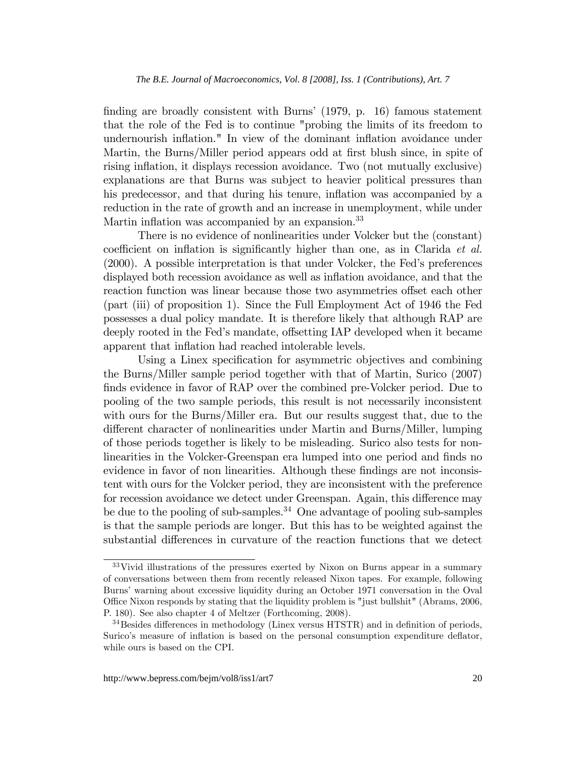finding are broadly consistent with Burns' (1979, p. 16) famous statement that the role of the Fed is to continue "probing the limits of its freedom to undernourish inflation." In view of the dominant inflation avoidance under Martin, the Burns/Miller period appears odd at first blush since, in spite of rising inflation, it displays recession avoidance. Two (not mutually exclusive) explanations are that Burns was subject to heavier political pressures than his predecessor, and that during his tenure, inflation was accompanied by a reduction in the rate of growth and an increase in unemployment, while under Martin inflation was accompanied by an expansion.[33]

There is no evidence of nonlinearities under Volcker but the (constant) coefficient on inflation is significantly higher than one, as in Clarida *et al.* (2000). A possible interpretation is that under Volcker, the Fed's preferences displayed both recession avoidance as well as inflation avoidance, and that the reaction function was linear because those two asymmetries offset each other (part (iii) of proposition 1). Since the Full Employment Act of 1946 the Fed possesses a dual policy mandate. It is therefore likely that although RAP are deeply rooted in the Fed's mandate, offsetting IAP developed when it became apparent that inflation had reached intolerable levels.

Using a Linex specification for asymmetric objectives and combining the Burns/Miller sample period together with that of Martin, Surico (2007) finds evidence in favor of RAP over the combined pre-Volcker period. Due to pooling of the two sample periods, this result is not necessarily inconsistent with ours for the Burns/Miller era. But our results suggest that, due to the different character of nonlinearities under Martin and Burns/Miller, lumping of those periods together is likely to be misleading. Surico also tests for nonlinearities in the Volcker-Greenspan era lumped into one period and finds no evidence in favor of non linearities. Although these findings are not inconsistent with ours for the Volcker period, they are inconsistent with the preference for recession avoidance we detect under Greenspan. Again, this difference may be due to the pooling of sub-samples.[34] One advantage of pooling sub-samples is that the sample periods are longer. But this has to be weighted against the substantial differences in curvature of the reaction functions that we detect

---

[33] Vivid illustrations of the pressures exerted by Nixon on Burns appear in a summary of conversations between them from recently released Nixon tapes. For example, following Burns' warning about excessive liquidity during an October 1971 conversation in the Oval Office Nixon responds by stating that the liquidity problem is "just bullshit" (Abrams, 2006, P. 180). See also chapter 4 of Meltzer (Forthcoming, 2008).

[34] Besides differences in methodology (Linex versus HTSTR) and in definition of periods, Surico's measure of inflation is based on the personal consumption expenditure deflator, while ours is based on the CPI.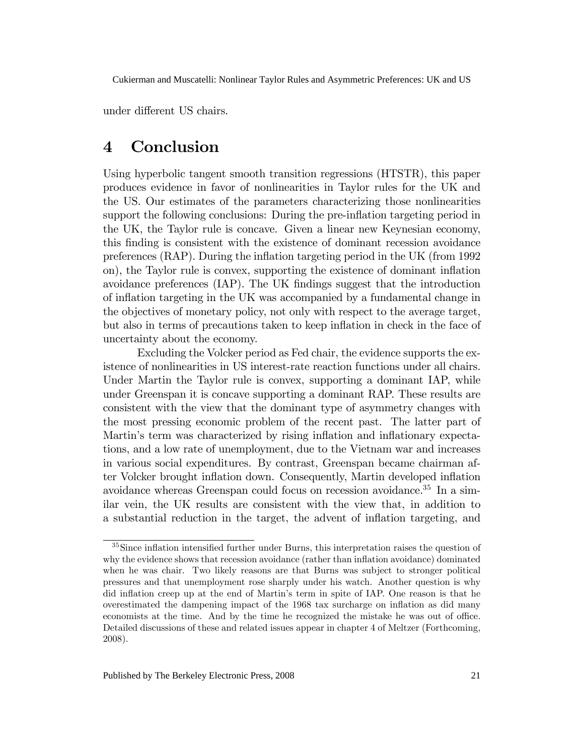under different US chairs.

# 4 Conclusion

Using hyperbolic tangent smooth transition regressions (HTSTR), this paper produces evidence in favor of nonlinearities in Taylor rules for the UK and the US. Our estimates of the parameters characterizing those nonlinearities support the following conclusions: During the pre-inflation targeting period in the UK, the Taylor rule is concave. Given a linear new Keynesian economy, this finding is consistent with the existence of dominant recession avoidance preferences (RAP). During the inflation targeting period in the UK (from 1992 on), the Taylor rule is convex, supporting the existence of dominant inflation avoidance preferences (IAP). The UK findings suggest that the introduction of inflation targeting in the UK was accompanied by a fundamental change in the objectives of monetary policy, not only with respect to the average target, but also in terms of precautions taken to keep inflation in check in the face of uncertainty about the economy.

Excluding the Volcker period as Fed chair, the evidence supports the existence of nonlinearities in US interest-rate reaction functions under all chairs. Under Martin the Taylor rule is convex, supporting a dominant IAP, while under Greenspan it is concave supporting a dominant RAP. These results are consistent with the view that the dominant type of asymmetry changes with the most pressing economic problem of the recent past. The latter part of Martin's term was characterized by rising inflation and inflationary expectations, and a low rate of unemployment, due to the Vietnam war and increases in various social expenditures. By contrast, Greenspan became chairman after Volcker brought inflation down. Consequently, Martin developed inflation avoidance whereas Greenspan could focus on recession avoidance.[35] In a similar vein, the UK results are consistent with the view that, in addition to a substantial reduction in the target, the advent of inflation targeting, and

[35] Since inflation intensified further under Burns, this interpretation raises the question of why the evidence shows that recession avoidance (rather than inflation avoidance) dominated when he was chair. Two likely reasons are that Burns was subject to stronger political pressures and that unemployment rose sharply under his watch. Another question is why did inflation creep up at the end of Martin's term in spite of IAP. One reason is that he overestimated the dampening impact of the 1968 tax surcharge on inflation as did many economists at the time. And by the time he recognized the mistake he was out of office. Detailed discussions of these and related issues appear in chapter 4 of Meltzer (Forthcoming, 2008).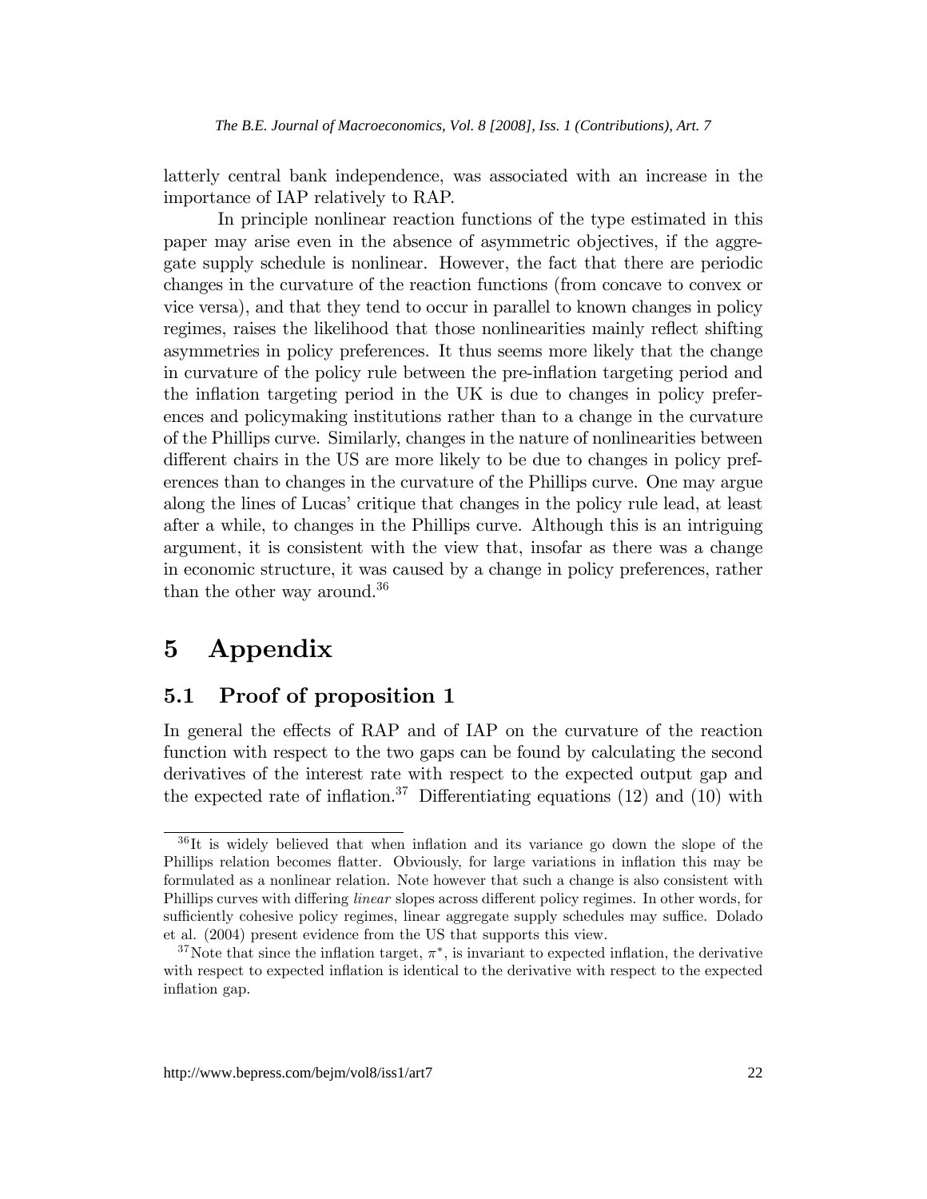latterly central bank independence, was associated with an increase in the importance of IAP relatively to RAP.

In principle nonlinear reaction functions of the type estimated in this paper may arise even in the absence of asymmetric objectives, if the aggregate supply schedule is nonlinear. However, the fact that there are periodic changes in the curvature of the reaction functions (from concave to convex or vice versa), and that they tend to occur in parallel to known changes in policy regimes, raises the likelihood that those nonlinearities mainly reflect shifting asymmetries in policy preferences. It thus seems more likely that the change in curvature of the policy rule between the pre-inflation targeting period and the inflation targeting period in the UK is due to changes in policy preferences and policymaking institutions rather than to a change in the curvature of the Phillips curve. Similarly, changes in the nature of nonlinearities between different chairs in the US are more likely to be due to changes in policy preferences than to changes in the curvature of the Phillips curve. One may argue along the lines of Lucas' critique that changes in the policy rule lead, at least after a while, to changes in the Phillips curve. Although this is an intriguing argument, it is consistent with the view that, insofar as there was a change in economic structure, it was caused by a change in policy preferences, rather than the other way around.[36]

# 5 Appendix

## 5.1 Proof of proposition 1

In general the effects of RAP and of IAP on the curvature of the reaction function with respect to the two gaps can be found by calculating the second derivatives of the interest rate with respect to the expected output gap and the expected rate of inflation.[37] Differentiating equations (12) and (10) with

---

[36] It is widely believed that when inflation and its variance go down the slope of the Phillips relation becomes flatter. Obviously, for large variations in inflation this may be formulated as a nonlinear relation. Note however that such a change is also consistent with Phillips curves with differing *linear* slopes across different policy regimes. In other words, for sufficiently cohesive policy regimes, linear aggregate supply schedules may suffice. Dolado et al. (2004) present evidence from the US that supports this view.

[37] Note that since the inflation target, $\pi^*$, is invariant to expected inflation, the derivative with respect to expected inflation is identical to the derivative with respect to the expected inflation gap.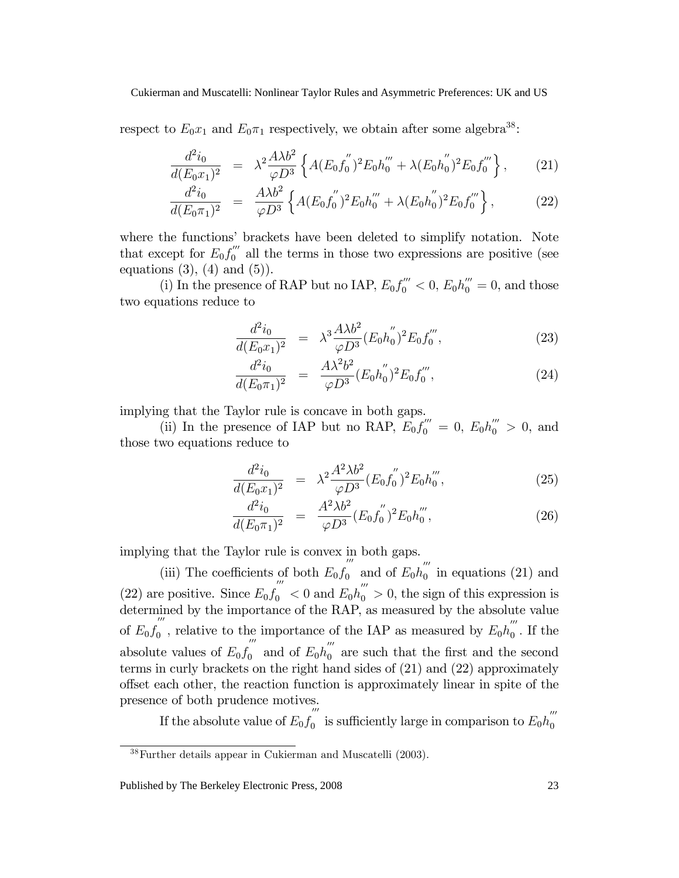respect to $E_0x_1$ and $E_0\pi_1$ respectively, we obtain after some algebra[38]:

$$\frac{d^2i_0}{d(E_0x_1)^2} = \lambda^2\frac{A\lambda b^2}{\varphi D^3}\left\{A(E_0f_0^{''})^2E_0h_0^{'''} + \lambda(E_0h_0^{''})^2E_0f_0^{'''}\right\}, \quad (21)$$

$$\frac{d^2i_0}{d(E_0\pi_1)^2} = \frac{A\lambda b^2}{\varphi D^3}\left\{A(E_0f_0^{''})^2E_0h_0^{'''} + \lambda(E_0h_0^{''})^2E_0f_0^{'''}\right\}, \quad (22)$$

where the functions' brackets have been deleted to simplify notation. Note that except for $E_0f_0^{'''}$ all the terms in those two expressions are positive (see equations (3), (4) and (5)).

(i) In the presence of RAP but no IAP, $E_0f_0^{'''} < 0$, $E_0h_0^{'''} = 0$, and those two equations reduce to

$$\frac{d^2i_0}{d(E_0x_1)^2} = \lambda^3\frac{A\lambda b^2}{\varphi D^3}(E_0h_0^{''})^2E_0f_0^{'''}, \quad (23)$$

$$\frac{d^2i_0}{d(E_0\pi_1)^2} = \frac{A\lambda^2b^2}{\varphi D^3}(E_0h_0^{''})^2E_0f_0^{'''}, \quad (24)$$

implying that the Taylor rule is concave in both gaps.

(ii) In the presence of IAP but no RAP, $E_0f_0^{'''} = 0$, $E_0h_0^{'''} > 0$, and those two equations reduce to

$$\frac{d^2i_0}{d(E_0x_1)^2} = \lambda^2\frac{A^2\lambda b^2}{\varphi D^3}(E_0f_0^{''})^2E_0h_0^{'''}, \quad (25)$$

$$\frac{d^2i_0}{d(E_0\pi_1)^2} = \frac{A^2\lambda b^2}{\varphi D^3}(E_0f_0^{''})^2E_0h_0^{'''}, \quad (26)$$

implying that the Taylor rule is convex in both gaps.

(iii) The coefficients of both $E_0f_0^{'''}$ and of $E_0h_0^{'''}$ in equations (21) and (22) are positive. Since $E_0f_0^{'''} < 0$ and $E_0h_0^{'''} > 0$, the sign of this expression is determined by the importance of the RAP, as measured by the absolute value of $E_0f_0^{'''}$, relative to the importance of the IAP as measured by $E_0h_0^{'''}$. If the absolute values of $E_0f_0^{'''}$ and of $E_0h_0^{'''}$ are such that the first and the second terms in curly brackets on the right hand sides of (21) and (22) approximately offset each other, the reaction function is approximately linear in spite of the presence of both prudence motives.

If the absolute value of $E_0f_0^{'''}$ is sufficiently large in comparison to $E_0h_0^{'''}$

[38] Further details appear in Cukierman and Muscatelli (2003).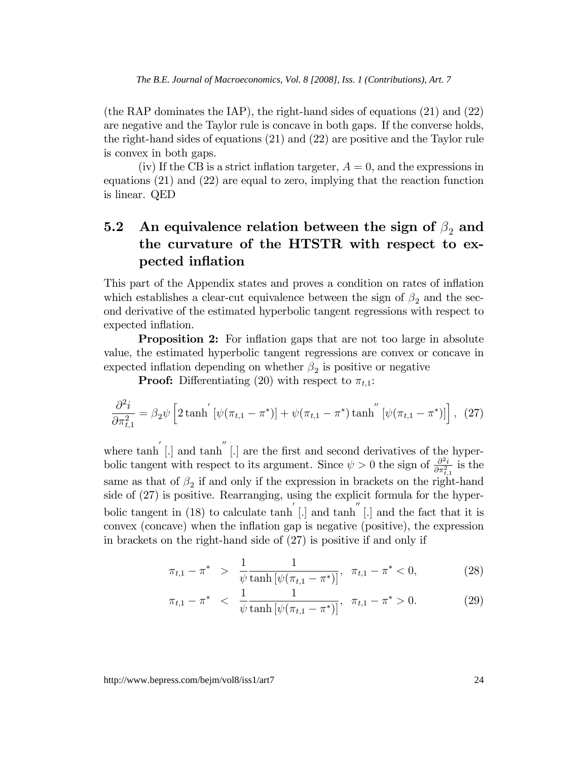(the RAP dominates the IAP), the right-hand sides of equations (21) and (22) are negative and the Taylor rule is concave in both gaps. If the converse holds, the right-hand sides of equations (21) and (22) are positive and the Taylor rule is convex in both gaps.

(iv) If the CB is a strict inflation targeter, $A = 0$, and the expressions in equations (21) and (22) are equal to zero, implying that the reaction function is linear. QED

## 5.2 An equivalence relation between the sign of $\beta_2$ and the curvature of the HTSTR with respect to expected inflation

This part of the Appendix states and proves a condition on rates of inflation which establishes a clear-cut equivalence between the sign of $\beta_2$ and the second derivative of the estimated hyperbolic tangent regressions with respect to expected inflation.

**Proposition 2:** For inflation gaps that are not too large in absolute value, the estimated hyperbolic tangent regressions are convex or concave in expected inflation depending on whether $\beta_2$ is positive or negative

**Proof:** Differentiating (20) with respect to $\pi_{t,1}$:

$$\frac{\partial^2 i}{\partial \pi_{t,1}^2} = \beta_2 \psi \left[ 2 \tanh^{'} [\psi(\pi_{t,1} - \pi^*)] + \psi(\pi_{t,1} - \pi^*) \tanh^{''} [\psi(\pi_{t,1} - \pi^*)] \right], \quad (27)$$

where $\tanh^{'}[.]$ and $\tanh^{''}[.]$ are the first and second derivatives of the hyperbolic tangent with respect to its argument. Since $\psi > 0$ the sign of $\frac{\partial^2 i}{\partial \pi_{t,1}^2}$ is the same as that of $\beta_2$ if and only if the expression in brackets on the right-hand side of (27) is positive. Rearranging, using the explicit formula for the hyperbolic tangent in (18) to calculate $\tanh^{'}[.]$ and $\tanh^{''}[.]$ and the fact that it is convex (concave) when the inflation gap is negative (positive), the expression in brackets on the right-hand side of (27) is positive if and only if

$$\pi_{t,1} - \pi^* > \frac{1}{\psi} \frac{1}{\tanh [\psi(\pi_{t,1} - \pi^*)]}, \quad \pi_{t,1} - \pi^* < 0, \quad (28)$$

$$\pi_{t,1} - \pi^* < \frac{1}{\psi} \frac{1}{\tanh [\psi(\pi_{t,1} - \pi^*)]}, \quad \pi_{t,1} - \pi^* > 0. \quad (29)$$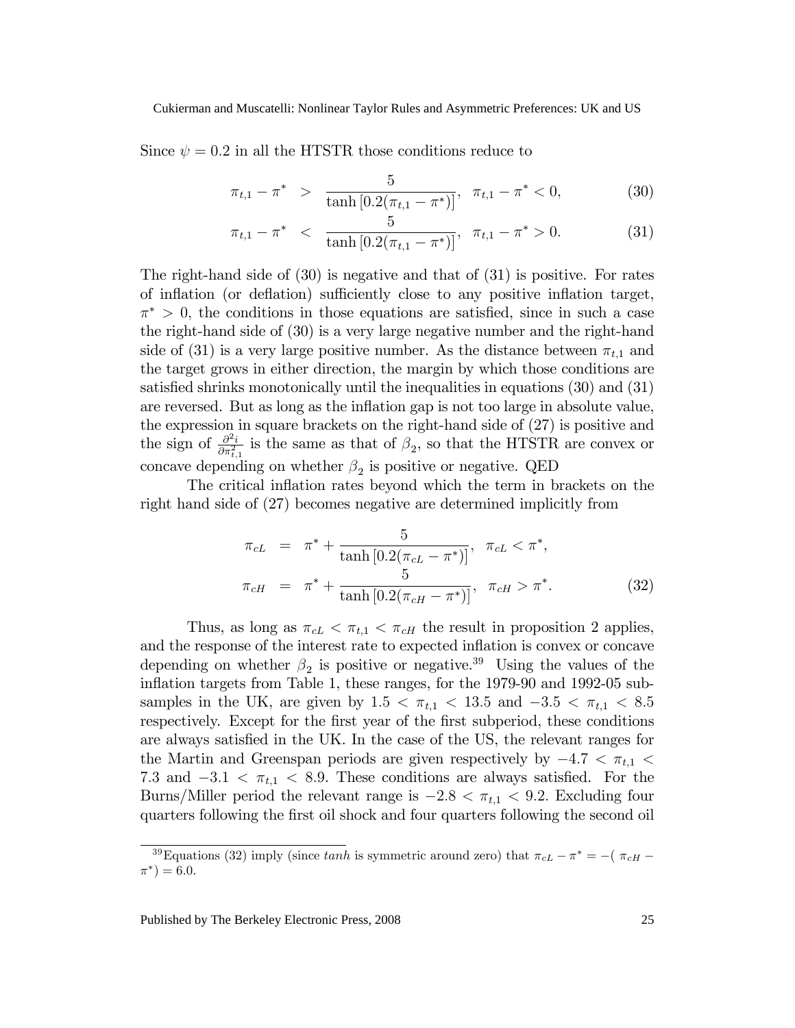Since $\psi = 0.2$ in all the HTSTR those conditions reduce to

$$\pi_{t,1} - \pi^* > \frac{5}{\tanh\left[0.2(\pi_{t,1} - \pi^*)\right]}, \quad \pi_{t,1} - \pi^* < 0, \tag{30}$$

$$\pi_{t,1} - \pi^* < \frac{5}{\tanh\left[0.2(\pi_{t,1} - \pi^*)\right]}, \quad \pi_{t,1} - \pi^* > 0. \tag{31}$$

The right-hand side of (30) is negative and that of (31) is positive. For rates of inflation (or deflation) sufficiently close to any positive inflation target, $\pi^* > 0$, the conditions in those equations are satisfied, since in such a case the right-hand side of (30) is a very large negative number and the right-hand side of (31) is a very large positive number. As the distance between $\pi_{t,1}$ and the target grows in either direction, the margin by which those conditions are satisfied shrinks monotonically until the inequalities in equations (30) and (31) are reversed. But as long as the inflation gap is not too large in absolute value, the expression in square brackets on the right-hand side of (27) is positive and the sign of $\frac{\partial^2 i}{\partial \pi_{t,1}^2}$ is the same as that of $\beta_2$, so that the HTSTR are convex or concave depending on whether $\beta_2$ is positive or negative. QED

The critical inflation rates beyond which the term in brackets on the right hand side of (27) becomes negative are determined implicitly from

$$\begin{aligned}
\pi_{cL} &= \pi^* + \frac{5}{\tanh\left[0.2(\pi_{cL} - \pi^*)\right]}, \quad \pi_{cL} < \pi^*, \\
\pi_{cH} &= \pi^* + \frac{5}{\tanh\left[0.2(\pi_{cH} - \pi^*)\right]}, \quad \pi_{cH} > \pi^*.
\end{aligned} \tag{32}$$

Thus, as long as $\pi_{cL} < \pi_{t,1} < \pi_{cH}$ the result in proposition 2 applies, and the response of the interest rate to expected inflation is convex or concave depending on whether $\beta_2$ is positive or negative.[39] Using the values of the inflation targets from Table 1, these ranges, for the 1979-90 and 1992-05 subsamples in the UK, are given by $1.5 < \pi_{t,1} < 13.5$ and $-3.5 < \pi_{t,1} < 8.5$ respectively. Except for the first year of the first subperiod, these conditions are always satisfied in the UK. In the case of the US, the relevant ranges for the Martin and Greenspan periods are given respectively by $-4.7 < \pi_{t,1} < 7.3$ and $-3.1 < \pi_{t,1} < 8.9$. These conditions are always satisfied. For the Burns/Miller period the relevant range is $-2.8 < \pi_{t,1} < 9.2$. Excluding four quarters following the first oil shock and four quarters following the second oil

[39] Equations (32) imply (since *tanh* is symmetric around zero) that $\pi_{cL} - \pi^* = -(\pi_{cH} - \pi^*) = 6.0$.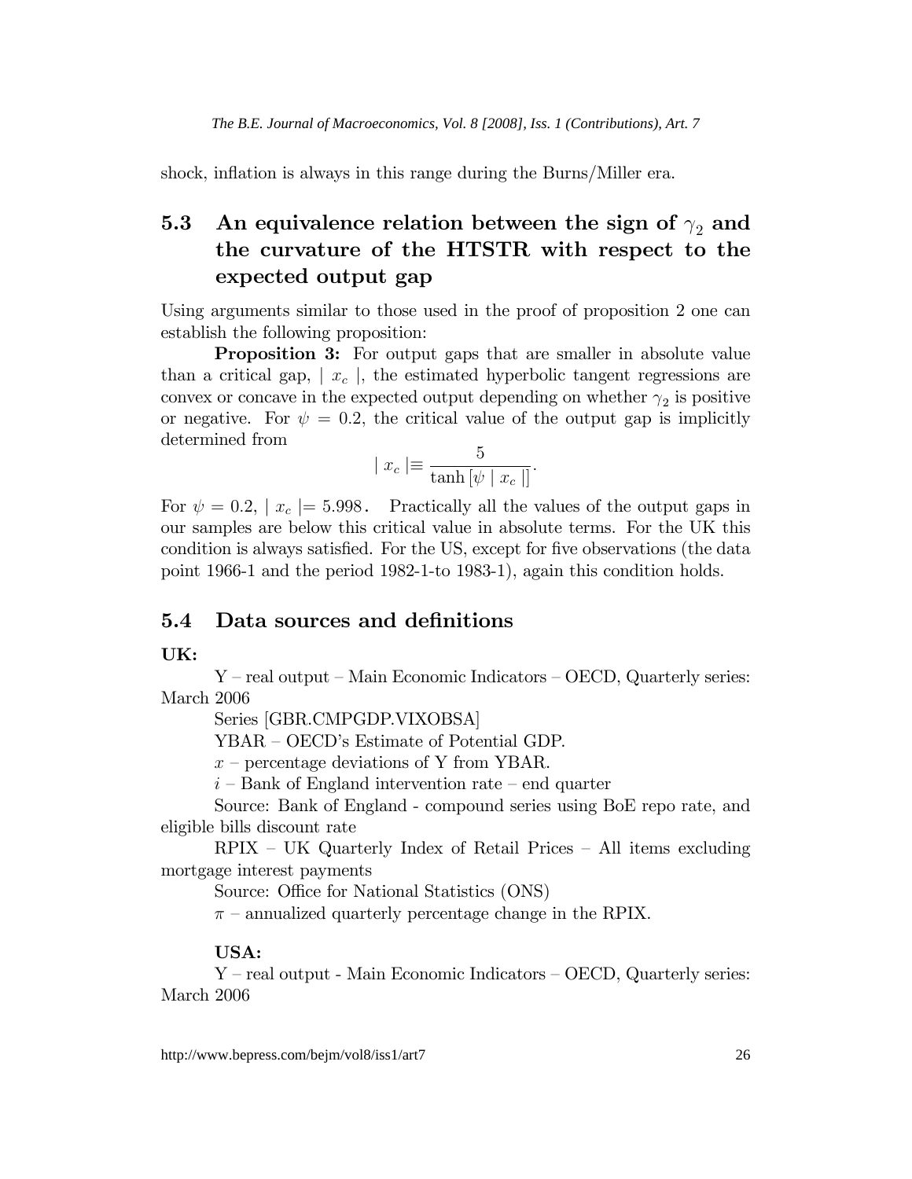shock, inflation is always in this range during the Burns/Miller era.

## 5.3 An equivalence relation between the sign of $\gamma_2$ and the curvature of the HTSTR with respect to the expected output gap

Using arguments similar to those used in the proof of proposition 2 one can establish the following proposition:

**Proposition 3:** For output gaps that are smaller in absolute value than a critical gap, $| x_c |$, the estimated hyperbolic tangent regressions are convex or concave in the expected output depending on whether $\gamma_2$ is positive or negative. For $\psi = 0.2$, the critical value of the output gap is implicitly determined from

$$| x_c | \equiv \frac{5}{\tanh [\psi \mid x_c \mid]}.$$

For $\psi = 0.2$, $| x_c | = 5.998$. Practically all the values of the output gaps in our samples are below this critical value in absolute terms. For the UK this condition is always satisfied. For the US, except for five observations (the data point 1966-1 and the period 1982-1-to 1983-1), again this condition holds.

## 5.4 Data sources and definitions

**UK:**

Y – real output – Main Economic Indicators – OECD, Quarterly series: March 2006

Series [GBR.CMPGDP.VIXOBSA]

YBAR – OECD's Estimate of Potential GDP.

$x$ – percentage deviations of Y from YBAR.

$i$ – Bank of England intervention rate – end quarter

Source: Bank of England - compound series using BoE repo rate, and eligible bills discount rate

RPIX – UK Quarterly Index of Retail Prices – All items excluding mortgage interest payments

Source: Office for National Statistics (ONS)

$\pi$ – annualized quarterly percentage change in the RPIX.

**USA:**

Y – real output - Main Economic Indicators – OECD, Quarterly series: March 2006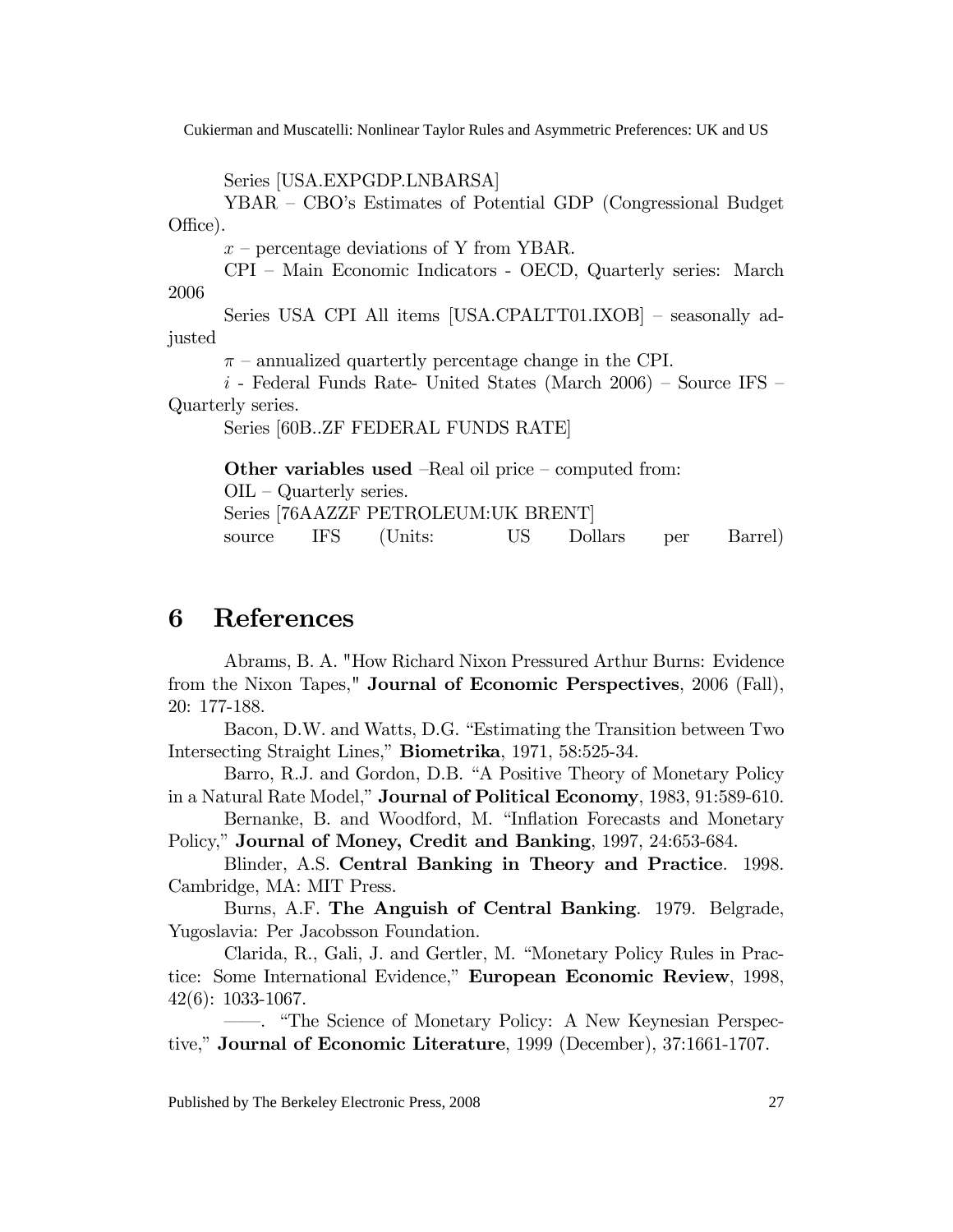Series [USA.EXPGDP.LNBARSA]

YBAR – CBO's Estimates of Potential GDP (Congressional Budget Office).

$x$ – percentage deviations of Y from YBAR.

CPI – Main Economic Indicators - OECD, Quarterly series: March 2006

Series USA CPI All items [USA.CPALTT01.IXOB] – seasonally adjusted

$\pi$ – annualized quartertly percentage change in the CPI.

$i$ - Federal Funds Rate- United States (March 2006) – Source IFS – Quarterly series.

Series [60B..ZF FEDERAL FUNDS RATE]

**Other variables used** –Real oil price – computed from:

OIL – Quarterly series.

Series [76AAZZF PETROLEUM:UK BRENT]

source IFS (Units: US Dollars per Barrel)

# 6 References

Abrams, B. A. "How Richard Nixon Pressured Arthur Burns: Evidence from the Nixon Tapes," **Journal of Economic Perspectives**, 2006 (Fall), 20: 177-188.

Bacon, D.W. and Watts, D.G. "Estimating the Transition between Two Intersecting Straight Lines," **Biometrika**, 1971, 58:525-34.

Barro, R.J. and Gordon, D.B. "A Positive Theory of Monetary Policy in a Natural Rate Model," **Journal of Political Economy**, 1983, 91:589-610.

Bernanke, B. and Woodford, M. "Inflation Forecasts and Monetary Policy," **Journal of Money, Credit and Banking**, 1997, 24:653-684.

Blinder, A.S. **Central Banking in Theory and Practice**. 1998. Cambridge, MA: MIT Press.

Burns, A.F. **The Anguish of Central Banking**. 1979. Belgrade, Yugoslavia: Per Jacobsson Foundation.

Clarida, R., Gali, J. and Gertler, M. "Monetary Policy Rules in Practice: Some International Evidence," **European Economic Review**, 1998, 42(6): 1033-1067.

——. "The Science of Monetary Policy: A New Keynesian Perspective," **Journal of Economic Literature**, 1999 (December), 37:1661-1707.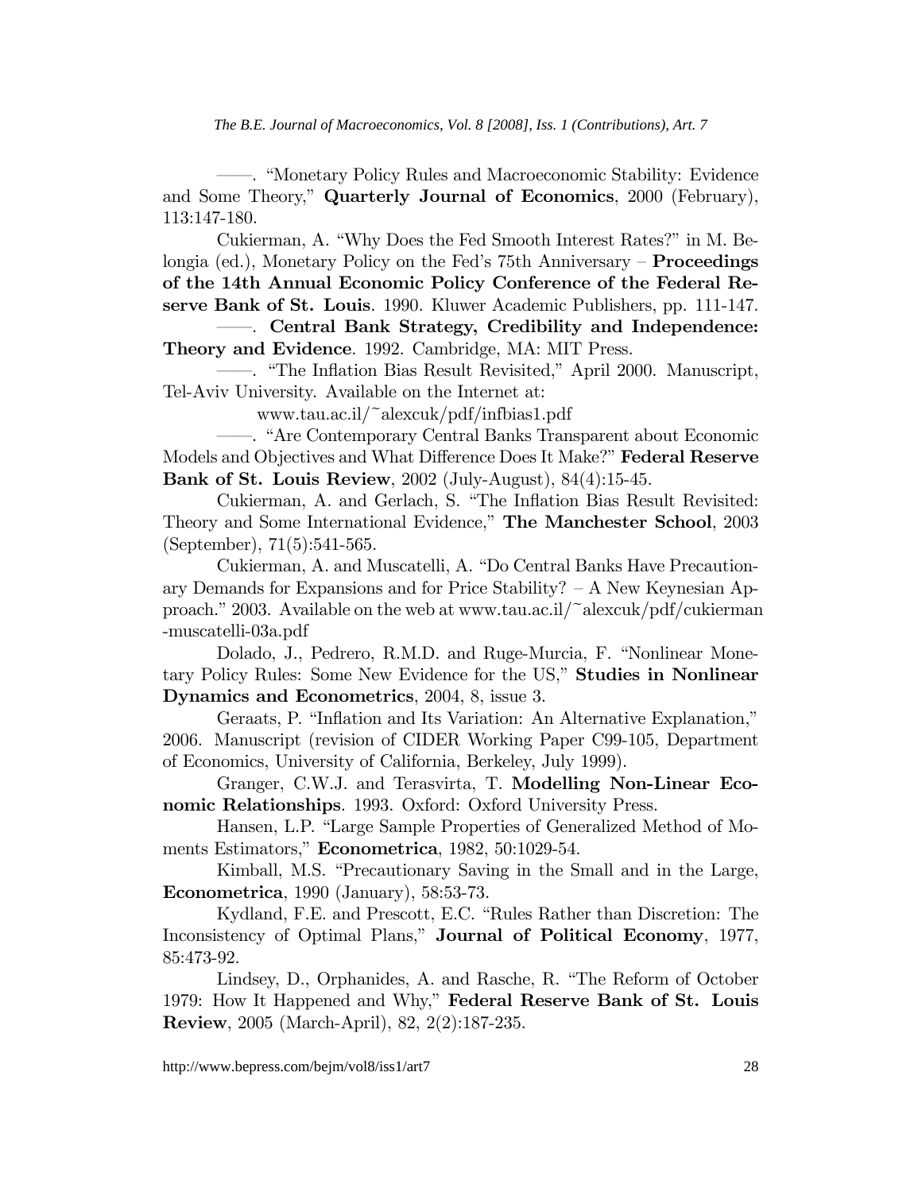——. "Monetary Policy Rules and Macroeconomic Stability: Evidence and Some Theory," **Quarterly Journal of Economics**, 2000 (February), 113:147-180.

Cukierman, A. "Why Does the Fed Smooth Interest Rates?" in M. Belongia (ed.), Monetary Policy on the Fed's 75th Anniversary – **Proceedings of the 14th Annual Economic Policy Conference of the Federal Reserve Bank of St. Louis**. 1990. Kluwer Academic Publishers, pp. 111-147.

——. **Central Bank Strategy, Credibility and Independence: Theory and Evidence**. 1992. Cambridge, MA: MIT Press.

——. "The Inflation Bias Result Revisited," April 2000. Manuscript, Tel-Aviv University. Available on the Internet at:

www.tau.ac.il/~alexcuk/pdf/infbias1.pdf

——. "Are Contemporary Central Banks Transparent about Economic Models and Objectives and What Difference Does It Make?" **Federal Reserve Bank of St. Louis Review**, 2002 (July-August), 84(4):15-45.

Cukierman, A. and Gerlach, S. "The Inflation Bias Result Revisited: Theory and Some International Evidence," **The Manchester School**, 2003 (September), 71(5):541-565.

Cukierman, A. and Muscatelli, A. "Do Central Banks Have Precautionary Demands for Expansions and for Price Stability? – A New Keynesian Approach." 2003. Available on the web at www.tau.ac.il/~alexcuk/pdf/cukierman-muscatelli-03a.pdf

Dolado, J., Pedrero, R.M.D. and Ruge-Murcia, F. "Nonlinear Monetary Policy Rules: Some New Evidence for the US," **Studies in Nonlinear Dynamics and Econometrics**, 2004, 8, issue 3.

Geraats, P. "Inflation and Its Variation: An Alternative Explanation," 2006. Manuscript (revision of CIDER Working Paper C99-105, Department of Economics, University of California, Berkeley, July 1999).

Granger, C.W.J. and Terasvirta, T. **Modelling Non-Linear Economic Relationships**. 1993. Oxford: Oxford University Press.

Hansen, L.P. "Large Sample Properties of Generalized Method of Moments Estimators," **Econometrica**, 1982, 50:1029-54.

Kimball, M.S. "Precautionary Saving in the Small and in the Large, **Econometrica**, 1990 (January), 58:53-73.

Kydland, F.E. and Prescott, E.C. "Rules Rather than Discretion: The Inconsistency of Optimal Plans," **Journal of Political Economy**, 1977, 85:473-92.

Lindsey, D., Orphanides, A. and Rasche, R. "The Reform of October 1979: How It Happened and Why," **Federal Reserve Bank of St. Louis Review**, 2005 (March-April), 82, 2(2):187-235.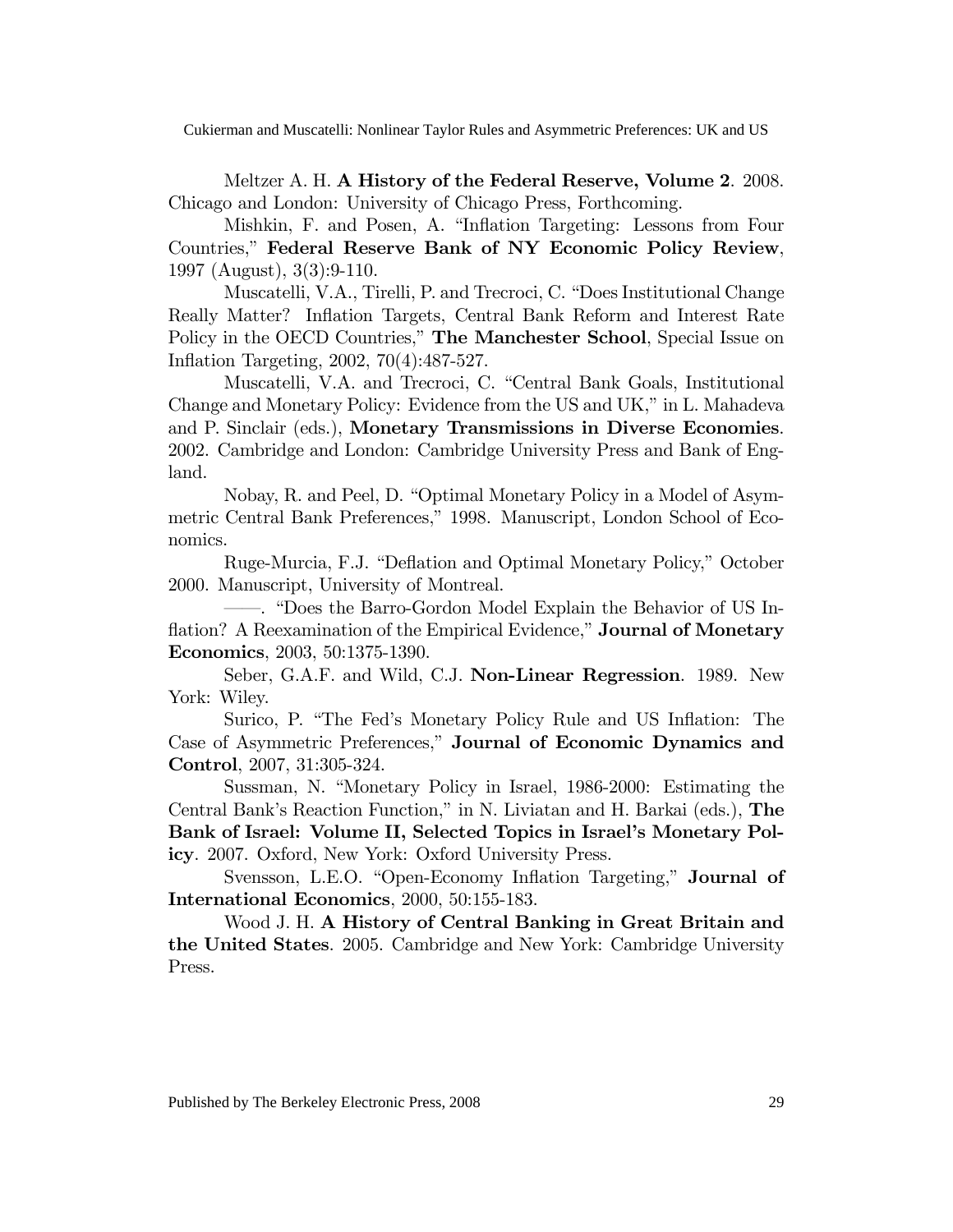Meltzer A. H. **A History of the Federal Reserve, Volume 2**. 2008. Chicago and London: University of Chicago Press, Forthcoming.

Mishkin, F. and Posen, A. "Inflation Targeting: Lessons from Four Countries," **Federal Reserve Bank of NY Economic Policy Review**, 1997 (August), 3(3):9-110.

Muscatelli, V.A., Tirelli, P. and Trecroci, C. "Does Institutional Change Really Matter? Inflation Targets, Central Bank Reform and Interest Rate Policy in the OECD Countries," **The Manchester School**, Special Issue on Inflation Targeting, 2002, 70(4):487-527.

Muscatelli, V.A. and Trecroci, C. "Central Bank Goals, Institutional Change and Monetary Policy: Evidence from the US and UK," in L. Mahadeva and P. Sinclair (eds.), **Monetary Transmissions in Diverse Economies**. 2002. Cambridge and London: Cambridge University Press and Bank of England.

Nobay, R. and Peel, D. "Optimal Monetary Policy in a Model of Asymmetric Central Bank Preferences," 1998. Manuscript, London School of Economics.

Ruge-Murcia, F.J. "Deflation and Optimal Monetary Policy," October 2000. Manuscript, University of Montreal.

——. "Does the Barro-Gordon Model Explain the Behavior of US Inflation? A Reexamination of the Empirical Evidence," **Journal of Monetary Economics**, 2003, 50:1375-1390.

Seber, G.A.F. and Wild, C.J. **Non-Linear Regression**. 1989. New York: Wiley.

Surico, P. "The Fed's Monetary Policy Rule and US Inflation: The Case of Asymmetric Preferences," **Journal of Economic Dynamics and Control**, 2007, 31:305-324.

Sussman, N. "Monetary Policy in Israel, 1986-2000: Estimating the Central Bank's Reaction Function," in N. Liviatan and H. Barkai (eds.), **The Bank of Israel: Volume II, Selected Topics in Israel's Monetary Policy**. 2007. Oxford, New York: Oxford University Press.

Svensson, L.E.O. "Open-Economy Inflation Targeting," **Journal of International Economics**, 2000, 50:155-183.

Wood J. H. **A History of Central Banking in Great Britain and the United States**. 2005. Cambridge and New York: Cambridge University Press.